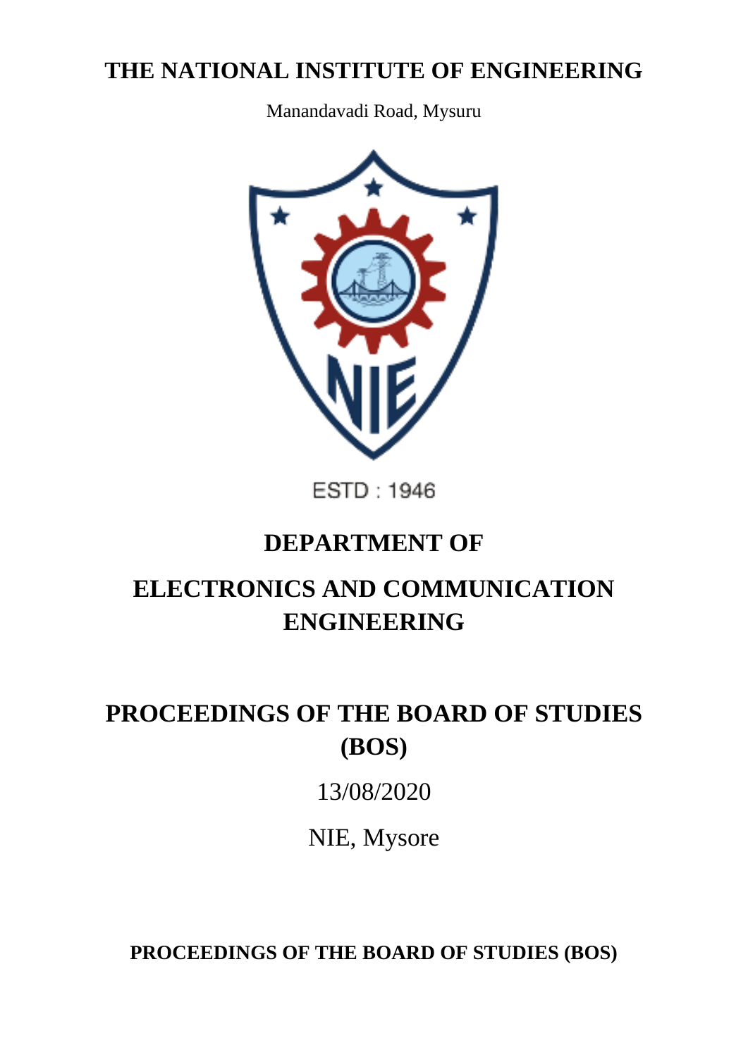# THE NATIONAL INSTITUTE OF ENGINEERING

Manandavadi Road, Mysuru

ESTD : 1946

## DEPARTMENT OF

## ELECTRONICS AND COMMUNICATION ENGINEERING

## PROCEEDINGS OF THE BOARD OF STUDIES (BOS)

13/08/2020

NIE, Mysore

**PROCEEDINGS OF THE BOARD OF STUDIES (BOS)**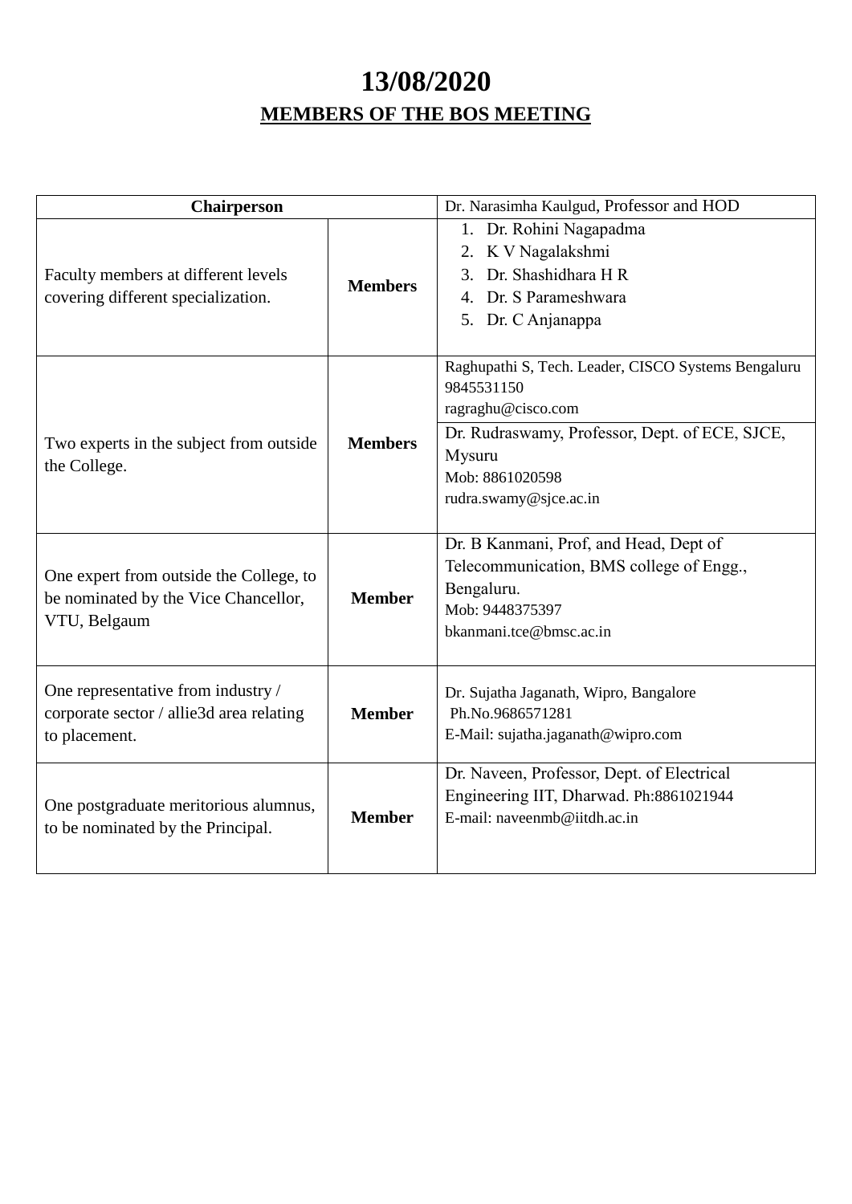# 13/08/2020

## MEMBERS OF THE BOS MEETING

| **Chairperson** | | Dr. Narasimha Kaulgud, Professor and HOD |
|---|---|---|
| Faculty members at different levels covering different specialization. | **Members** | 1. Dr. Rohini Nagapadma<br>2. K V Nagalakshmi<br>3. Dr. Shashidhara H R<br>4. Dr. S Parameshwara<br>5. Dr. C Anjanappa |
| Two experts in the subject from outside the College. | **Members** | Raghupathi S, Tech. Leader, CISCO Systems Bengaluru<br>9845531150<br>ragraghu@cisco.com<br><br>Dr. Rudraswamy, Professor, Dept. of ECE, SJCE, Mysuru<br>Mob: 8861020598<br>rudra.swamy@sjce.ac.in |
| One expert from outside the College, to be nominated by the Vice Chancellor, VTU, Belgaum | **Member** | Dr. B Kanmani, Prof, and Head, Dept of Telecommunication, BMS college of Engg., Bengaluru.<br>Mob: 9448375397<br>bkanmani.tce@bmsc.ac.in |
| One representative from industry / corporate sector / allie3d area relating to placement. | **Member** | Dr. Sujatha Jaganath, Wipro, Bangalore<br>Ph.No.9686571281<br>E-Mail: sujatha.jaganath@wipro.com |
| One postgraduate meritorious alumnus, to be nominated by the Principal. | **Member** | Dr. Naveen, Professor, Dept. of Electrical Engineering IIT, Dharwad. Ph:8861021944<br>E-mail: naveenmb@iitdh.ac.in |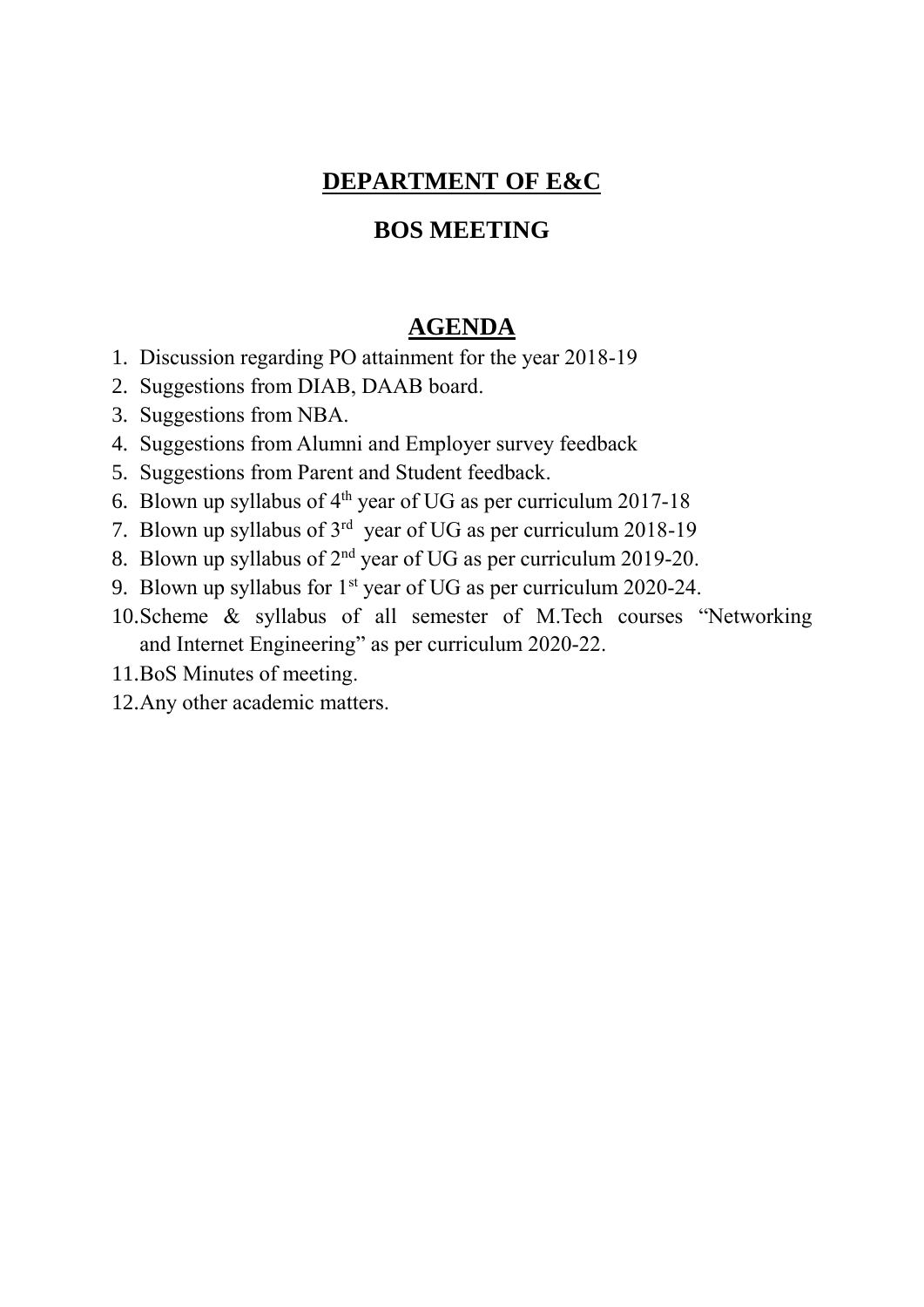# DEPARTMENT OF E&C

## BOS MEETING

## AGENDA

1. Discussion regarding PO attainment for the year 2018-19
2. Suggestions from DIAB, DAAB board.
3. Suggestions from NBA.
4. Suggestions from Alumni and Employer survey feedback
5. Suggestions from Parent and Student feedback.
6. Blown up syllabus of 4th year of UG as per curriculum 2017-18
7. Blown up syllabus of 3rd year of UG as per curriculum 2018-19
8. Blown up syllabus of 2nd year of UG as per curriculum 2019-20.
9. Blown up syllabus for 1st year of UG as per curriculum 2020-24.
10. Scheme & syllabus of all semester of M.Tech courses "Networking and Internet Engineering" as per curriculum 2020-22.
11. BoS Minutes of meeting.
12. Any other academic matters.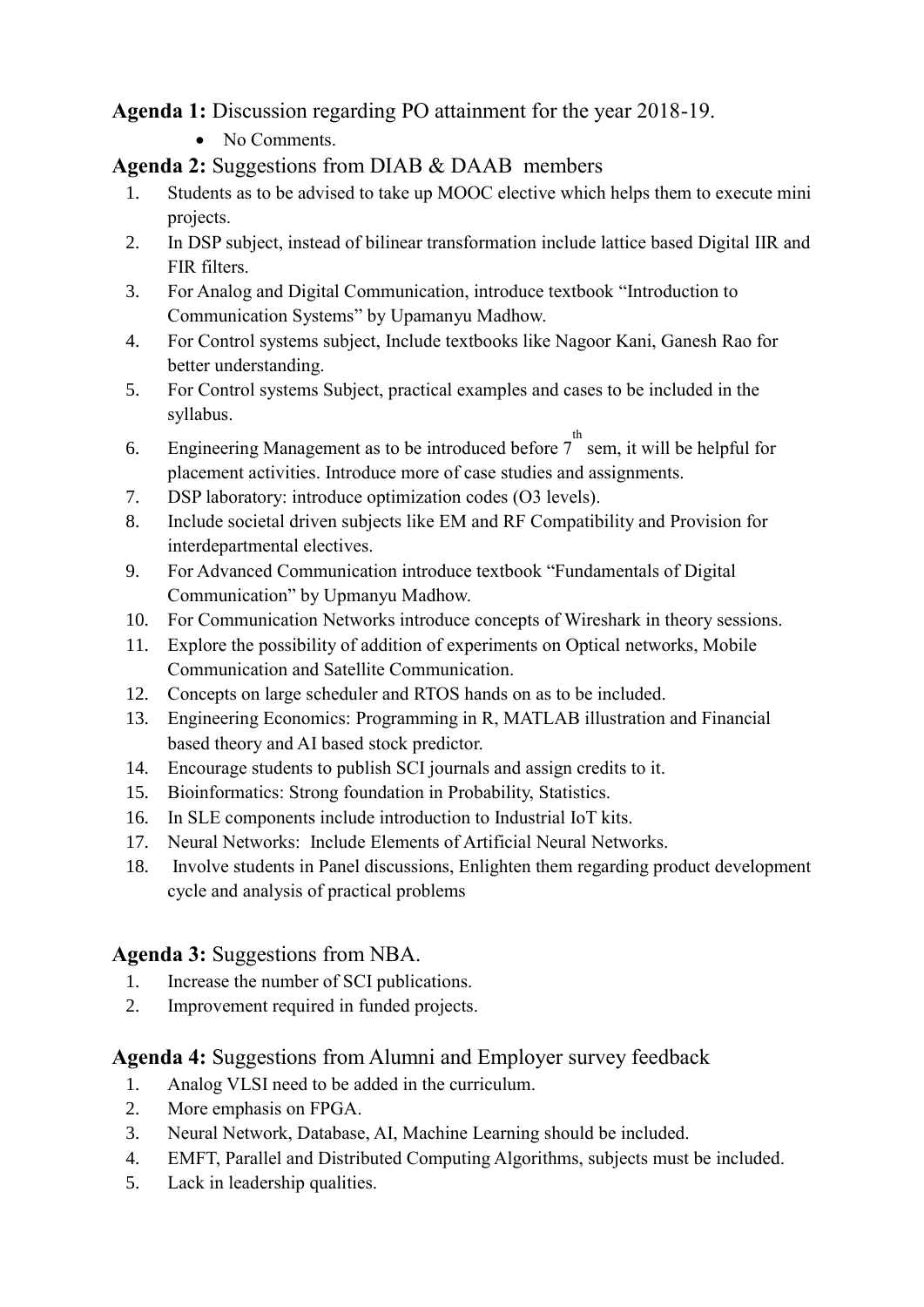**Agenda 1:** Discussion regarding PO attainment for the year 2018-19.

- No Comments.

**Agenda 2:** Suggestions from DIAB & DAAB members

1. Students as to be advised to take up MOOC elective which helps them to execute mini projects.
2. In DSP subject, instead of bilinear transformation include lattice based Digital IIR and FIR filters.
3. For Analog and Digital Communication, introduce textbook "Introduction to Communication Systems" by Upamanyu Madhow.
4. For Control systems subject, Include textbooks like Nagoor Kani, Ganesh Rao for better understanding.
5. For Control systems Subject, practical examples and cases to be included in the syllabus.
6. Engineering Management as to be introduced before 7th sem, it will be helpful for placement activities. Introduce more of case studies and assignments.
7. DSP laboratory: introduce optimization codes (O3 levels).
8. Include societal driven subjects like EM and RF Compatibility and Provision for interdepartmental electives.
9. For Advanced Communication introduce textbook "Fundamentals of Digital Communication" by Upmanyu Madhow.
10. For Communication Networks introduce concepts of Wireshark in theory sessions.
11. Explore the possibility of addition of experiments on Optical networks, Mobile Communication and Satellite Communication.
12. Concepts on large scheduler and RTOS hands on as to be included.
13. Engineering Economics: Programming in R, MATLAB illustration and Financial based theory and AI based stock predictor.
14. Encourage students to publish SCI journals and assign credits to it.
15. Bioinformatics: Strong foundation in Probability, Statistics.
16. In SLE components include introduction to Industrial IoT kits.
17. Neural Networks: Include Elements of Artificial Neural Networks.
18. Involve students in Panel discussions, Enlighten them regarding product development cycle and analysis of practical problems

**Agenda 3:** Suggestions from NBA.

1. Increase the number of SCI publications.
2. Improvement required in funded projects.

**Agenda 4:** Suggestions from Alumni and Employer survey feedback

1. Analog VLSI need to be added in the curriculum.
2. More emphasis on FPGA.
3. Neural Network, Database, AI, Machine Learning should be included.
4. EMFT, Parallel and Distributed Computing Algorithms, subjects must be included.
5. Lack in leadership qualities.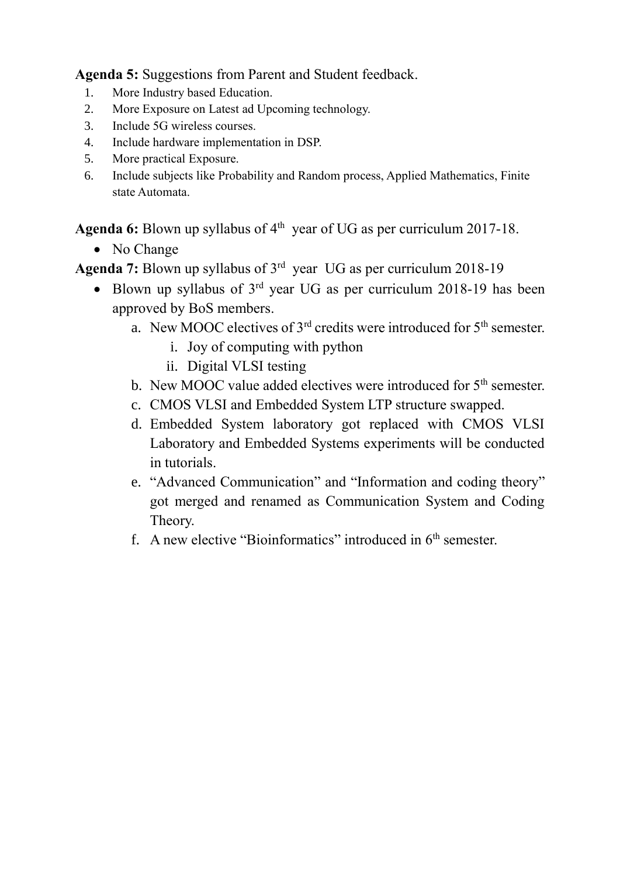**Agenda 5:** Suggestions from Parent and Student feedback.

1. More Industry based Education.
2. More Exposure on Latest ad Upcoming technology.
3. Include 5G wireless courses.
4. Include hardware implementation in DSP.
5. More practical Exposure.
6. Include subjects like Probability and Random process, Applied Mathematics, Finite state Automata.

**Agenda 6:** Blown up syllabus of 4th year of UG as per curriculum 2017-18.

- No Change

**Agenda 7:** Blown up syllabus of 3rd year UG as per curriculum 2018-19

- Blown up syllabus of 3rd year UG as per curriculum 2018-19 has been approved by BoS members.
  a. New MOOC electives of 3rd credits were introduced for 5th semester.
     i. Joy of computing with python
     ii. Digital VLSI testing
  b. New MOOC value added electives were introduced for 5th semester.
  c. CMOS VLSI and Embedded System LTP structure swapped.
  d. Embedded System laboratory got replaced with CMOS VLSI Laboratory and Embedded Systems experiments will be conducted in tutorials.
  e. "Advanced Communication" and "Information and coding theory" got merged and renamed as Communication System and Coding Theory.
  f. A new elective "Bioinformatics" introduced in 6th semester.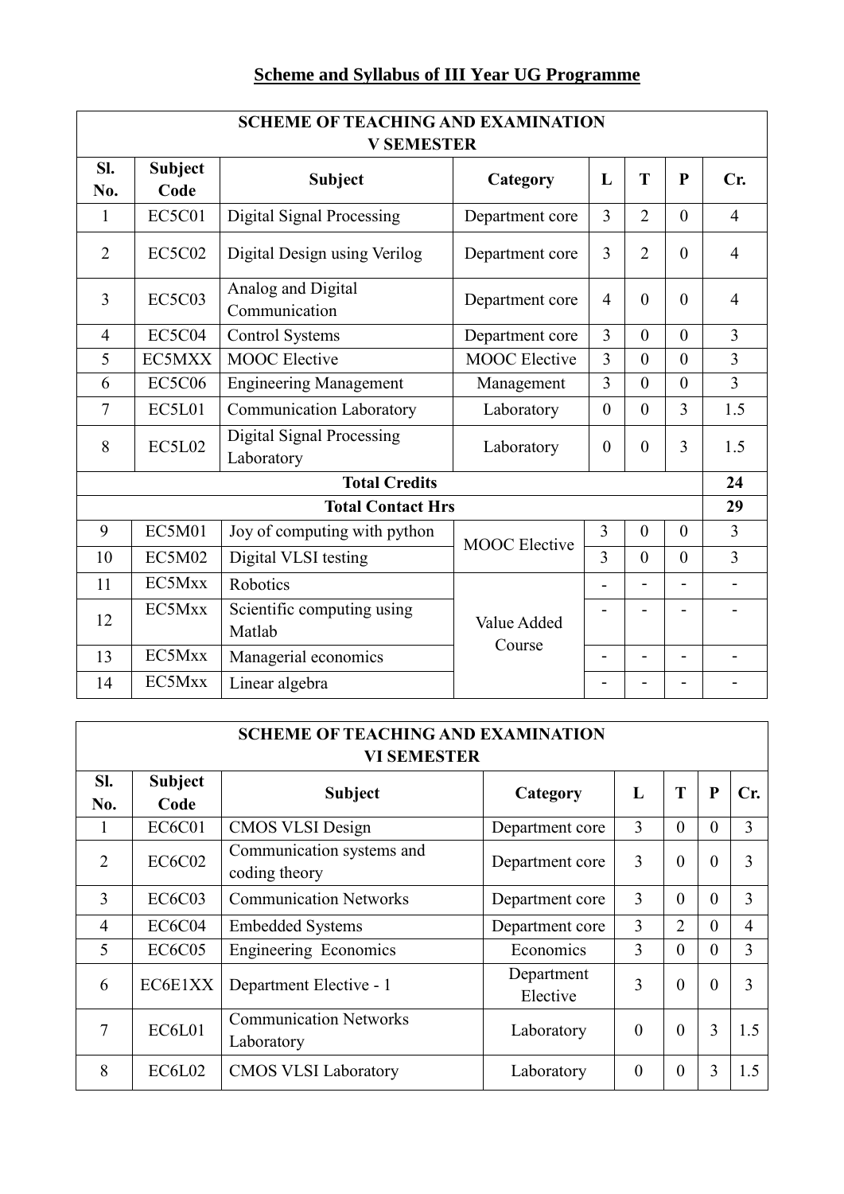# Scheme and Syllabus of III Year UG Programme

| SCHEME OF TEACHING AND EXAMINATION V SEMESTER | | | | | | | |
|---|---|---|---|---|---|---|---|
| **Sl. No.** | **Subject Code** | **Subject** | **Category** | **L** | **T** | **P** | **Cr.** |
| 1 | EC5C01 | Digital Signal Processing | Department core | 3 | 2 | 0 | 4 |
| 2 | EC5C02 | Digital Design using Verilog | Department core | 3 | 2 | 0 | 4 |
| 3 | EC5C03 | Analog and Digital Communication | Department core | 4 | 0 | 0 | 4 |
| 4 | EC5C04 | Control Systems | Department core | 3 | 0 | 0 | 3 |
| 5 | EC5MXX | MOOC Elective | MOOC Elective | 3 | 0 | 0 | 3 |
| 6 | EC5C06 | Engineering Management | Management | 3 | 0 | 0 | 3 |
| 7 | EC5L01 | Communication Laboratory | Laboratory | 0 | 0 | 3 | 1.5 |
| 8 | EC5L02 | Digital Signal Processing Laboratory | Laboratory | 0 | 0 | 3 | 1.5 |
| **Total Credits** | | | | | | | **24** |
| **Total Contact Hrs** | | | | | | | **29** |
| 9 | EC5M01 | Joy of computing with python | MOOC Elective | 3 | 0 | 0 | 3 |
| 10 | EC5M02 | Digital VLSI testing | | 3 | 0 | 0 | 3 |
| 11 | EC5Mxx | Robotics | Value Added Course | - | - | - | - |
| 12 | EC5Mxx | Scientific computing using Matlab | | - | - | - | - |
| 13 | EC5Mxx | Managerial economics | | - | - | - | - |
| 14 | EC5Mxx | Linear algebra | | - | - | - | - |

| SCHEME OF TEACHING AND EXAMINATION VI SEMESTER | | | | | | | |
|---|---|---|---|---|---|---|---|
| **Sl. No.** | **Subject Code** | **Subject** | **Category** | **L** | **T** | **P** | **Cr.** |
| 1 | EC6C01 | CMOS VLSI Design | Department core | 3 | 0 | 0 | 3 |
| 2 | EC6C02 | Communication systems and coding theory | Department core | 3 | 0 | 0 | 3 |
| 3 | EC6C03 | Communication Networks | Department core | 3 | 0 | 0 | 3 |
| 4 | EC6C04 | Embedded Systems | Department core | 3 | 2 | 0 | 4 |
| 5 | EC6C05 | Engineering Economics | Economics | 3 | 0 | 0 | 3 |
| 6 | EC6E1XX | Department Elective - 1 | Department Elective | 3 | 0 | 0 | 3 |
| 7 | EC6L01 | Communication Networks Laboratory | Laboratory | 0 | 0 | 3 | 1.5 |
| 8 | EC6L02 | CMOS VLSI Laboratory | Laboratory | 0 | 0 | 3 | 1.5 |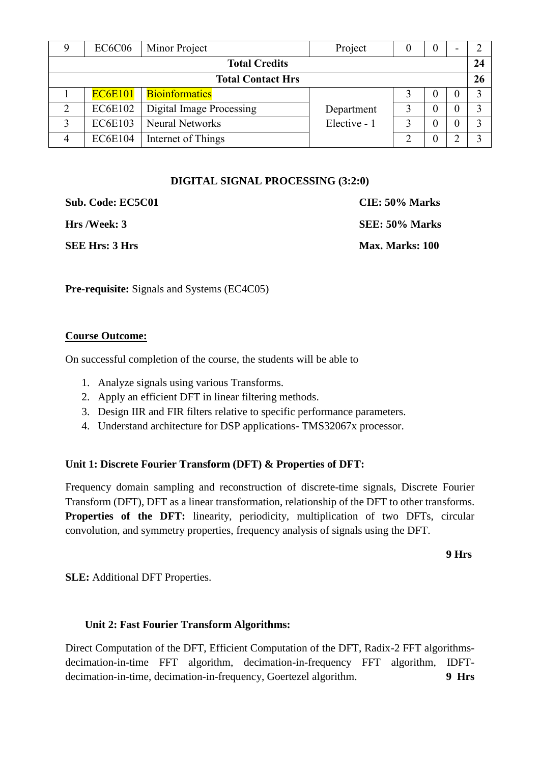| 9 | EC6C06 | Minor Project | Project | 0 | 0 | - | 2 |
|---|---|---|---|---|---|---|---|
| **Total Credits** | | | | | | | **24** |
| **Total Contact Hrs** | | | | | | | **26** |
| 1 | EC6E101 | Bioinformatics | Department Elective - 1 | 3 | 0 | 0 | 3 |
| 2 | EC6E102 | Digital Image Processing | | 3 | 0 | 0 | 3 |
| 3 | EC6E103 | Neural Networks | | 3 | 0 | 0 | 3 |
| 4 | EC6E104 | Internet of Things | | 2 | 0 | 2 | 3 |

## DIGITAL SIGNAL PROCESSING (3:2:0)

**Sub. Code: EC5C01** **CIE: 50% Marks**

**Hrs /Week: 3** **SEE: 50% Marks**

**SEE Hrs: 3 Hrs** **Max. Marks: 100**

**Pre-requisite:** Signals and Systems (EC4C05)

**Course Outcome:**

On successful completion of the course, the students will be able to

1. Analyze signals using various Transforms.
2. Apply an efficient DFT in linear filtering methods.
3. Design IIR and FIR filters relative to specific performance parameters.
4. Understand architecture for DSP applications- TMS32067x processor.

### Unit 1: Discrete Fourier Transform (DFT) & Properties of DFT:

Frequency domain sampling and reconstruction of discrete-time signals, Discrete Fourier Transform (DFT), DFT as a linear transformation, relationship of the DFT to other transforms. **Properties of the DFT:** linearity, periodicity, multiplication of two DFTs, circular convolution, and symmetry properties, frequency analysis of signals using the DFT.

**9 Hrs**

**SLE:** Additional DFT Properties.

### Unit 2: Fast Fourier Transform Algorithms:

Direct Computation of the DFT, Efficient Computation of the DFT, Radix-2 FFT algorithms-decimation-in-time FFT algorithm, decimation-in-frequency FFT algorithm, IDFT-decimation-in-time, decimation-in-frequency, Goertezel algorithm. **9 Hrs**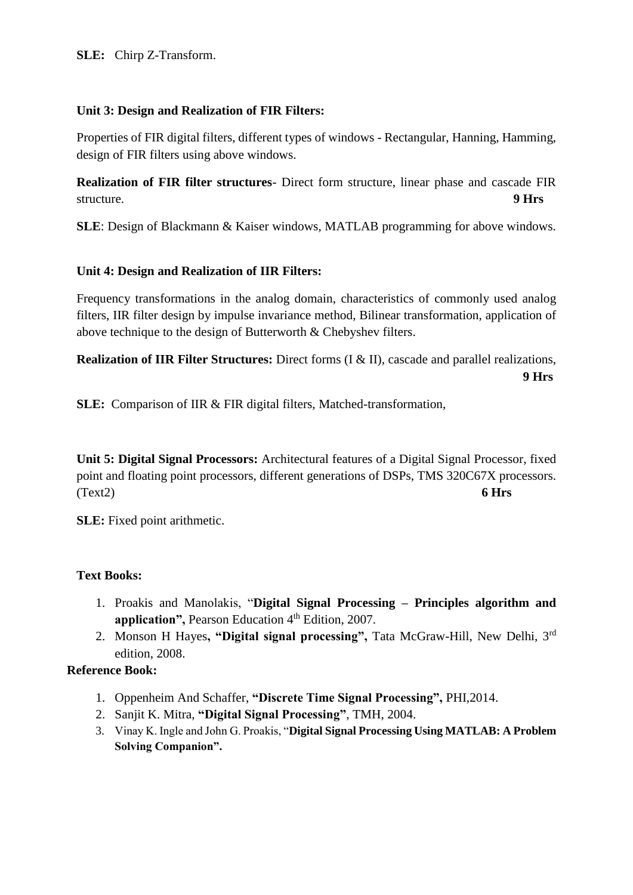**SLE:** Chirp Z-Transform.

**Unit 3: Design and Realization of FIR Filters:**

Properties of FIR digital filters, different types of windows - Rectangular, Hanning, Hamming, design of FIR filters using above windows.

**Realization of FIR filter structures**- Direct form structure, linear phase and cascade FIR structure. **9 Hrs**

**SLE**: Design of Blackmann & Kaiser windows, MATLAB programming for above windows.

**Unit 4: Design and Realization of IIR Filters:**

Frequency transformations in the analog domain, characteristics of commonly used analog filters, IIR filter design by impulse invariance method, Bilinear transformation, application of above technique to the design of Butterworth & Chebyshev filters.

**Realization of IIR Filter Structures:** Direct forms (I & II), cascade and parallel realizations, **9 Hrs**

**SLE:** Comparison of IIR & FIR digital filters, Matched-transformation,

**Unit 5: Digital Signal Processors:** Architectural features of a Digital Signal Processor, fixed point and floating point processors, different generations of DSPs, TMS 320C67X processors. (Text2) **6 Hrs**

**SLE:** Fixed point arithmetic.

**Text Books:**

1. Proakis and Manolakis, "**Digital Signal Processing – Principles algorithm and application",** Pearson Education 4th Edition, 2007.
2. Monson H Hayes**, "Digital signal processing",** Tata McGraw-Hill, New Delhi, 3rd edition, 2008.

**Reference Book:**

1. Oppenheim And Schaffer, **"Discrete Time Signal Processing",** PHI,2014.
2. Sanjit K. Mitra, **"Digital Signal Processing"**, TMH, 2004.
3. Vinay K. Ingle and John G. Proakis, "**Digital Signal Processing Using MATLAB: A Problem Solving Companion".**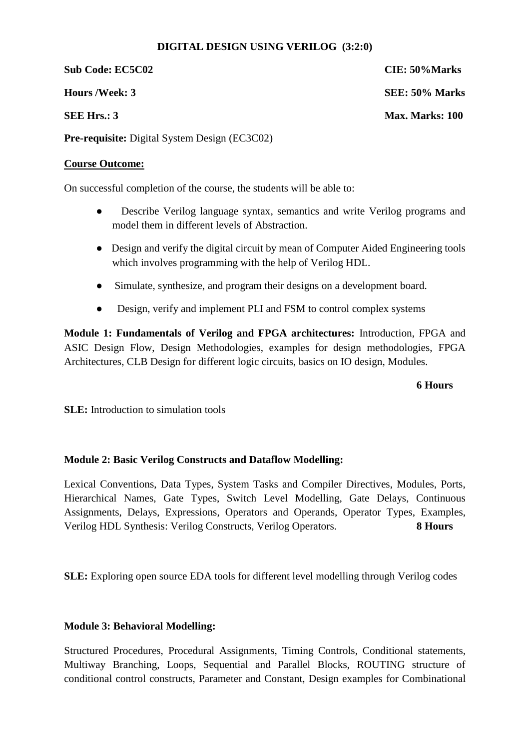**DIGITAL DESIGN USING VERILOG (3:2:0)**

**Sub Code: EC5C02** **CIE: 50%Marks**

**Hours /Week: 3** **SEE: 50% Marks**

**SEE Hrs.: 3** **Max. Marks: 100**

**Pre-requisite:** Digital System Design (EC3C02)

**Course Outcome:**

On successful completion of the course, the students will be able to:

- Describe Verilog language syntax, semantics and write Verilog programs and model them in different levels of Abstraction.
- Design and verify the digital circuit by mean of Computer Aided Engineering tools which involves programming with the help of Verilog HDL.
- Simulate, synthesize, and program their designs on a development board.
- Design, verify and implement PLI and FSM to control complex systems

**Module 1: Fundamentals of Verilog and FPGA architectures:** Introduction, FPGA and ASIC Design Flow, Design Methodologies, examples for design methodologies, FPGA Architectures, CLB Design for different logic circuits, basics on IO design, Modules.

**6 Hours**

**SLE:** Introduction to simulation tools

**Module 2: Basic Verilog Constructs and Dataflow Modelling:**

Lexical Conventions, Data Types, System Tasks and Compiler Directives, Modules, Ports, Hierarchical Names, Gate Types, Switch Level Modelling, Gate Delays, Continuous Assignments, Delays, Expressions, Operators and Operands, Operator Types, Examples, Verilog HDL Synthesis: Verilog Constructs, Verilog Operators. **8 Hours**

**SLE:** Exploring open source EDA tools for different level modelling through Verilog codes

**Module 3: Behavioral Modelling:**

Structured Procedures, Procedural Assignments, Timing Controls, Conditional statements, Multiway Branching, Loops, Sequential and Parallel Blocks, ROUTING structure of conditional control constructs, Parameter and Constant, Design examples for Combinational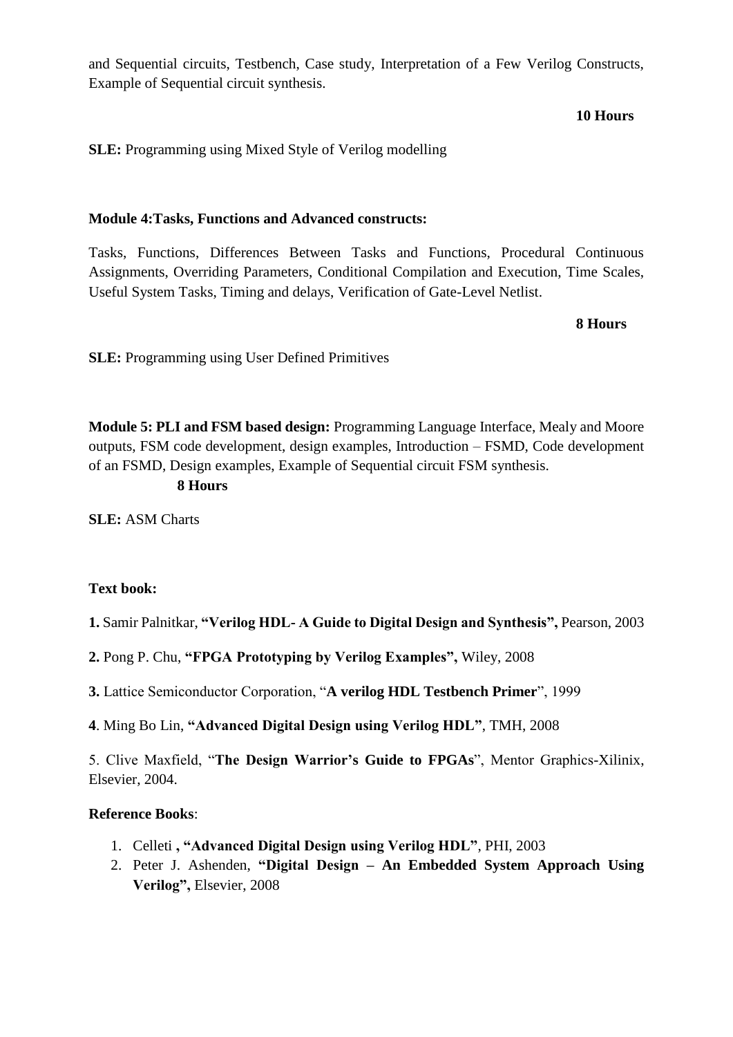and Sequential circuits, Testbench, Case study, Interpretation of a Few Verilog Constructs, Example of Sequential circuit synthesis.

**10 Hours**

**SLE:** Programming using Mixed Style of Verilog modelling

**Module 4:Tasks, Functions and Advanced constructs:**

Tasks, Functions, Differences Between Tasks and Functions, Procedural Continuous Assignments, Overriding Parameters, Conditional Compilation and Execution, Time Scales, Useful System Tasks, Timing and delays, Verification of Gate-Level Netlist.

**8 Hours**

**SLE:** Programming using User Defined Primitives

**Module 5: PLI and FSM based design:** Programming Language Interface, Mealy and Moore outputs, FSM code development, design examples, Introduction – FSMD, Code development of an FSMD, Design examples, Example of Sequential circuit FSM synthesis.

**8 Hours**

**SLE:** ASM Charts

**Text book:**

**1.** Samir Palnitkar, **"Verilog HDL- A Guide to Digital Design and Synthesis",** Pearson, 2003

**2.** Pong P. Chu, **"FPGA Prototyping by Verilog Examples",** Wiley, 2008

**3.** Lattice Semiconductor Corporation, "**A verilog HDL Testbench Primer**", 1999

**4**. Ming Bo Lin, **"Advanced Digital Design using Verilog HDL"**, TMH, 2008

5. Clive Maxfield, "**The Design Warrior's Guide to FPGAs**", Mentor Graphics-Xilinix, Elsevier, 2004.

**Reference Books**:

1. Celleti **, "Advanced Digital Design using Verilog HDL"**, PHI, 2003
2. Peter J. Ashenden, **"Digital Design – An Embedded System Approach Using Verilog",** Elsevier, 2008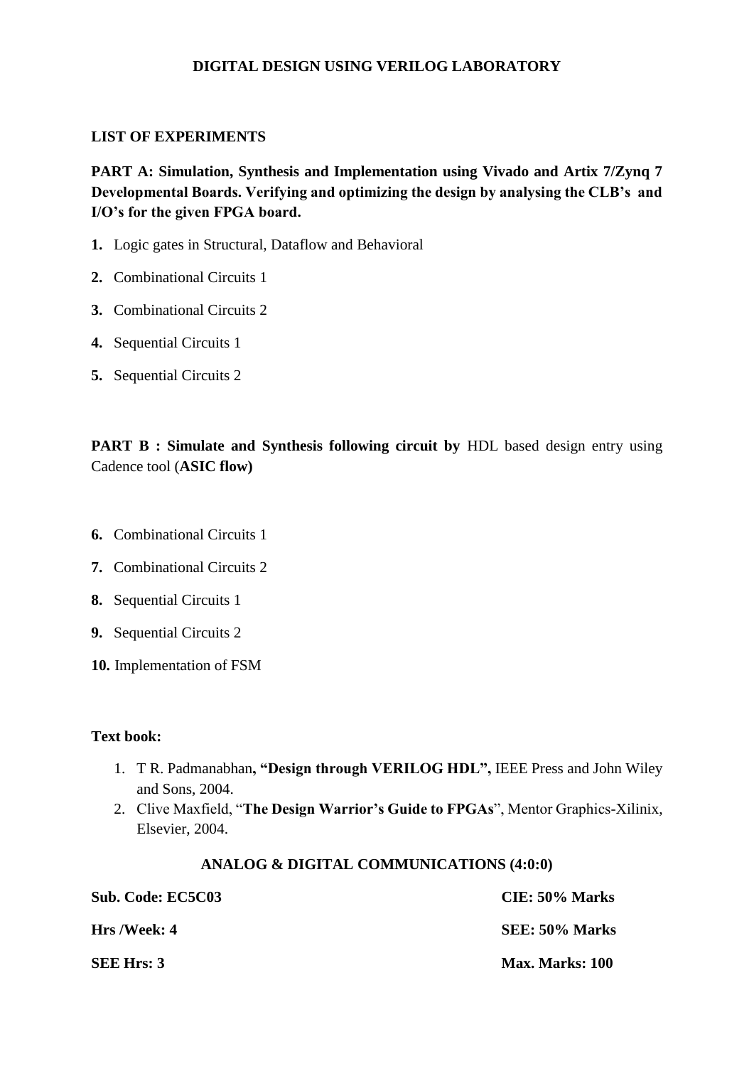## DIGITAL DESIGN USING VERILOG LABORATORY

**LIST OF EXPERIMENTS**

**PART A: Simulation, Synthesis and Implementation using Vivado and Artix 7/Zynq 7 Developmental Boards. Verifying and optimizing the design by analysing the CLB's and I/O's for the given FPGA board.**

1. Logic gates in Structural, Dataflow and Behavioral
2. Combinational Circuits 1
3. Combinational Circuits 2
4. Sequential Circuits 1
5. Sequential Circuits 2

**PART B : Simulate and Synthesis following circuit by** HDL based design entry using Cadence tool (**ASIC flow)**

6. Combinational Circuits 1
7. Combinational Circuits 2
8. Sequential Circuits 1
9. Sequential Circuits 2
10. Implementation of FSM

**Text book:**

1. T R. Padmanabhan**, "Design through VERILOG HDL",** IEEE Press and John Wiley and Sons, 2004.
2. Clive Maxfield, "**The Design Warrior's Guide to FPGAs**", Mentor Graphics-Xilinix, Elsevier, 2004.

## ANALOG & DIGITAL COMMUNICATIONS (4:0:0)

| | |
|---|---|
| **Sub. Code: EC5C03** | **CIE: 50% Marks** |
| **Hrs /Week: 4** | **SEE: 50% Marks** |
| **SEE Hrs: 3** | **Max. Marks: 100** |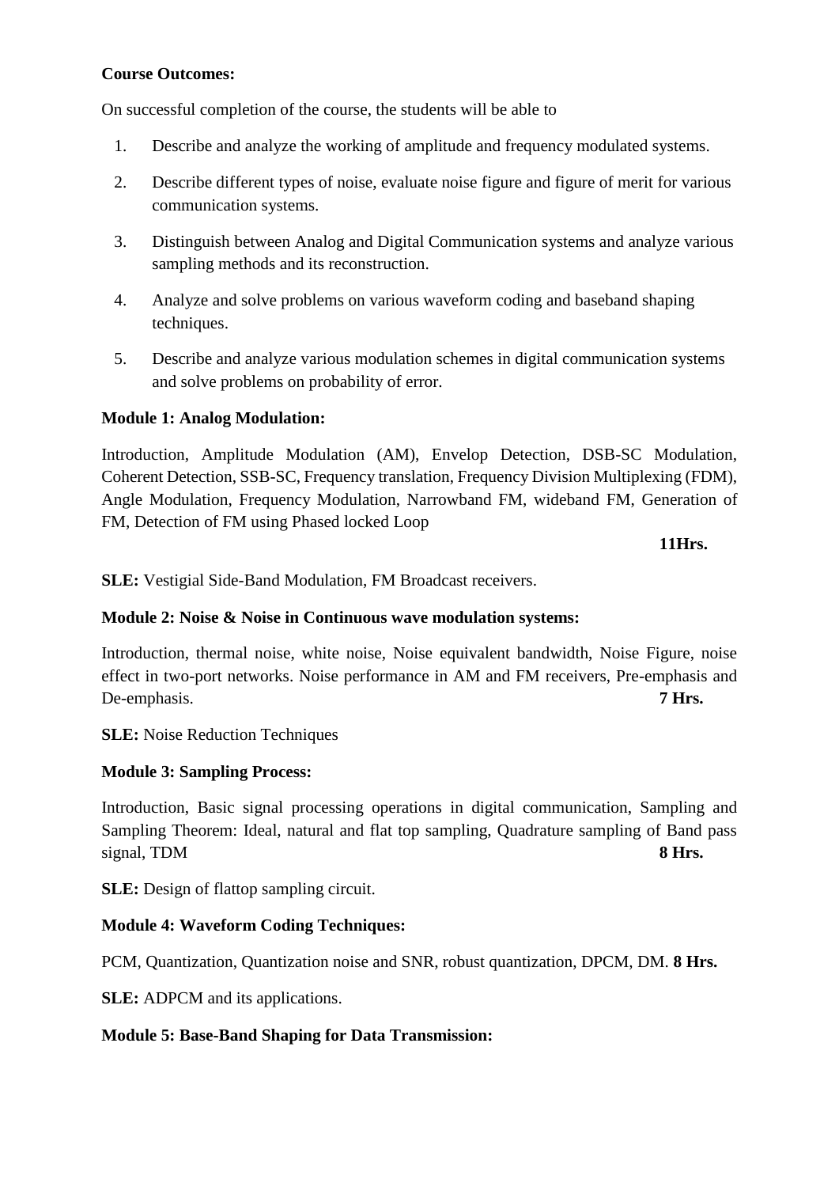**Course Outcomes:**

On successful completion of the course, the students will be able to

1. Describe and analyze the working of amplitude and frequency modulated systems.
2. Describe different types of noise, evaluate noise figure and figure of merit for various communication systems.
3. Distinguish between Analog and Digital Communication systems and analyze various sampling methods and its reconstruction.
4. Analyze and solve problems on various waveform coding and baseband shaping techniques.
5. Describe and analyze various modulation schemes in digital communication systems and solve problems on probability of error.

**Module 1: Analog Modulation:**

Introduction, Amplitude Modulation (AM), Envelop Detection, DSB-SC Modulation, Coherent Detection, SSB-SC, Frequency translation, Frequency Division Multiplexing (FDM), Angle Modulation, Frequency Modulation, Narrowband FM, wideband FM, Generation of FM, Detection of FM using Phased locked Loop

**11Hrs.**

**SLE:** Vestigial Side-Band Modulation, FM Broadcast receivers.

**Module 2: Noise & Noise in Continuous wave modulation systems:**

Introduction, thermal noise, white noise, Noise equivalent bandwidth, Noise Figure, noise effect in two-port networks. Noise performance in AM and FM receivers, Pre-emphasis and De-emphasis. **7 Hrs.**

**SLE:** Noise Reduction Techniques

**Module 3: Sampling Process:**

Introduction, Basic signal processing operations in digital communication, Sampling and Sampling Theorem: Ideal, natural and flat top sampling, Quadrature sampling of Band pass signal, TDM **8 Hrs.**

**SLE:** Design of flattop sampling circuit.

**Module 4: Waveform Coding Techniques:**

PCM, Quantization, Quantization noise and SNR, robust quantization, DPCM, DM. **8 Hrs.**

**SLE:** ADPCM and its applications.

**Module 5: Base-Band Shaping for Data Transmission:**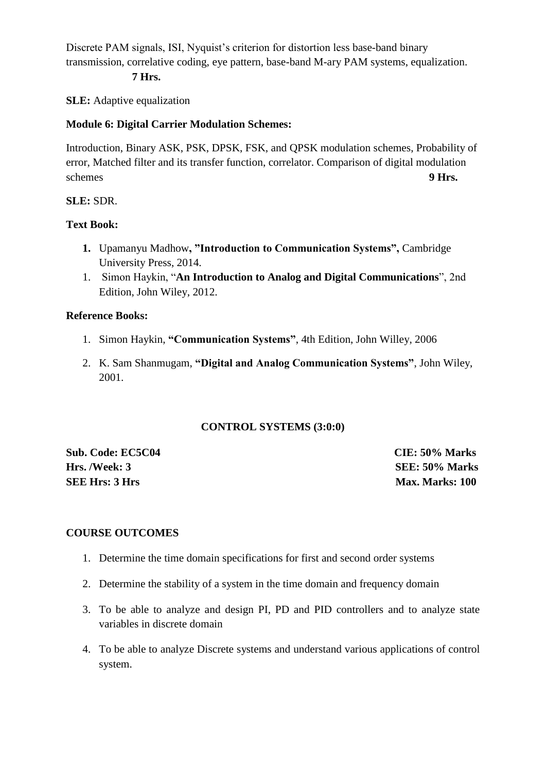Discrete PAM signals, ISI, Nyquist's criterion for distortion less base-band binary transmission, correlative coding, eye pattern, base-band M-ary PAM systems, equalization. **7 Hrs.**

**SLE:** Adaptive equalization

**Module 6: Digital Carrier Modulation Schemes:**

Introduction, Binary ASK, PSK, DPSK, FSK, and QPSK modulation schemes, Probability of error, Matched filter and its transfer function, correlator. Comparison of digital modulation schemes **9 Hrs.**

**SLE:** SDR.

**Text Book:**

1. Upamanyu Madhow**, "Introduction to Communication Systems",** Cambridge University Press, 2014.
1. Simon Haykin, "**An Introduction to Analog and Digital Communications**", 2nd Edition, John Wiley, 2012.

**Reference Books:**

1. Simon Haykin, **"Communication Systems"**, 4th Edition, John Willey, 2006
2. K. Sam Shanmugam, **"Digital and Analog Communication Systems"**, John Wiley, 2001.

## CONTROL SYSTEMS (3:0:0)

**Sub. Code: EC5C04** **CIE: 50% Marks**
**Hrs. /Week: 3** **SEE: 50% Marks**
**SEE Hrs: 3 Hrs** **Max. Marks: 100**

**COURSE OUTCOMES**

1. Determine the time domain specifications for first and second order systems
2. Determine the stability of a system in the time domain and frequency domain
3. To be able to analyze and design PI, PD and PID controllers and to analyze state variables in discrete domain
4. To be able to analyze Discrete systems and understand various applications of control system.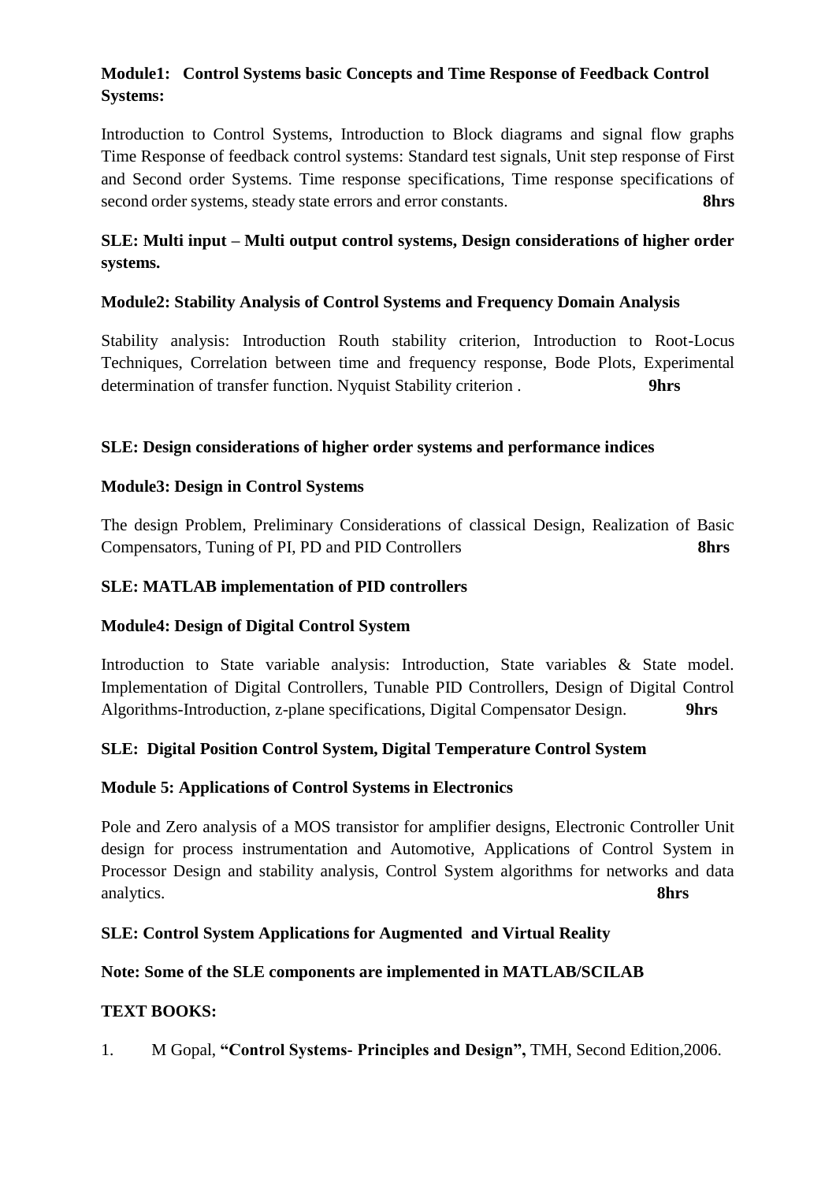**Module1: Control Systems basic Concepts and Time Response of Feedback Control Systems:**

Introduction to Control Systems, Introduction to Block diagrams and signal flow graphs Time Response of feedback control systems: Standard test signals, Unit step response of First and Second order Systems. Time response specifications, Time response specifications of second order systems, steady state errors and error constants. **8hrs**

**SLE: Multi input – Multi output control systems, Design considerations of higher order systems.**

**Module2: Stability Analysis of Control Systems and Frequency Domain Analysis**

Stability analysis: Introduction Routh stability criterion, Introduction to Root-Locus Techniques, Correlation between time and frequency response, Bode Plots, Experimental determination of transfer function. Nyquist Stability criterion . **9hrs**

**SLE: Design considerations of higher order systems and performance indices**

**Module3: Design in Control Systems**

The design Problem, Preliminary Considerations of classical Design, Realization of Basic Compensators, Tuning of PI, PD and PID Controllers **8hrs**

**SLE: MATLAB implementation of PID controllers**

**Module4: Design of Digital Control System**

Introduction to State variable analysis: Introduction, State variables & State model. Implementation of Digital Controllers, Tunable PID Controllers, Design of Digital Control Algorithms-Introduction, z-plane specifications, Digital Compensator Design. **9hrs**

**SLE: Digital Position Control System, Digital Temperature Control System**

**Module 5: Applications of Control Systems in Electronics**

Pole and Zero analysis of a MOS transistor for amplifier designs, Electronic Controller Unit design for process instrumentation and Automotive, Applications of Control System in Processor Design and stability analysis, Control System algorithms for networks and data analytics. **8hrs**

**SLE: Control System Applications for Augmented and Virtual Reality**

**Note: Some of the SLE components are implemented in MATLAB/SCILAB**

**TEXT BOOKS:**

1. M Gopal, **"Control Systems- Principles and Design",** TMH, Second Edition,2006.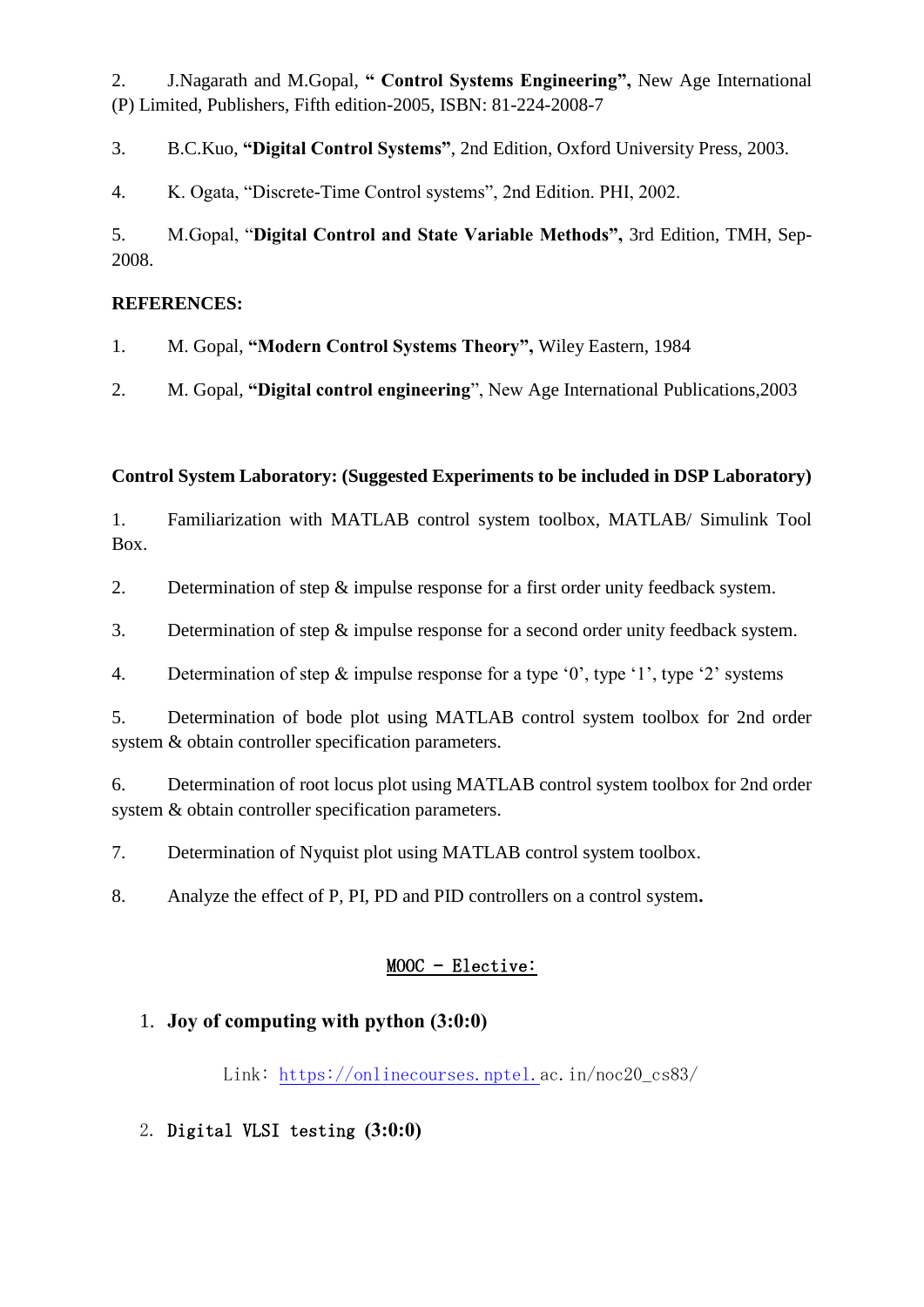2. J.Nagarath and M.Gopal, **" Control Systems Engineering",** New Age International (P) Limited, Publishers, Fifth edition-2005, ISBN: 81-224-2008-7

3. B.C.Kuo, **"Digital Control Systems"**, 2nd Edition, Oxford University Press, 2003.

4. K. Ogata, "Discrete-Time Control systems", 2nd Edition. PHI, 2002.

5. M.Gopal, "**Digital Control and State Variable Methods",** 3rd Edition, TMH, Sep-2008.

**REFERENCES:**

1. M. Gopal, **"Modern Control Systems Theory",** Wiley Eastern, 1984

2. M. Gopal, **"Digital control engineering**", New Age International Publications,2003

**Control System Laboratory: (Suggested Experiments to be included in DSP Laboratory)**

1. Familiarization with MATLAB control system toolbox, MATLAB/ Simulink Tool Box.

2. Determination of step & impulse response for a first order unity feedback system.

3. Determination of step & impulse response for a second order unity feedback system.

4. Determination of step & impulse response for a type '0', type '1', type '2' systems

5. Determination of bode plot using MATLAB control system toolbox for 2nd order system & obtain controller specification parameters.

6. Determination of root locus plot using MATLAB control system toolbox for 2nd order system & obtain controller specification parameters.

7. Determination of Nyquist plot using MATLAB control system toolbox.

8. Analyze the effect of P, PI, PD and PID controllers on a control system**.**

MOOC – Elective:

1. **Joy of computing with python (3:0:0)**

   Link: https://onlinecourses.nptel.ac.in/noc20_cs83/

2. **Digital VLSI testing (3:0:0)**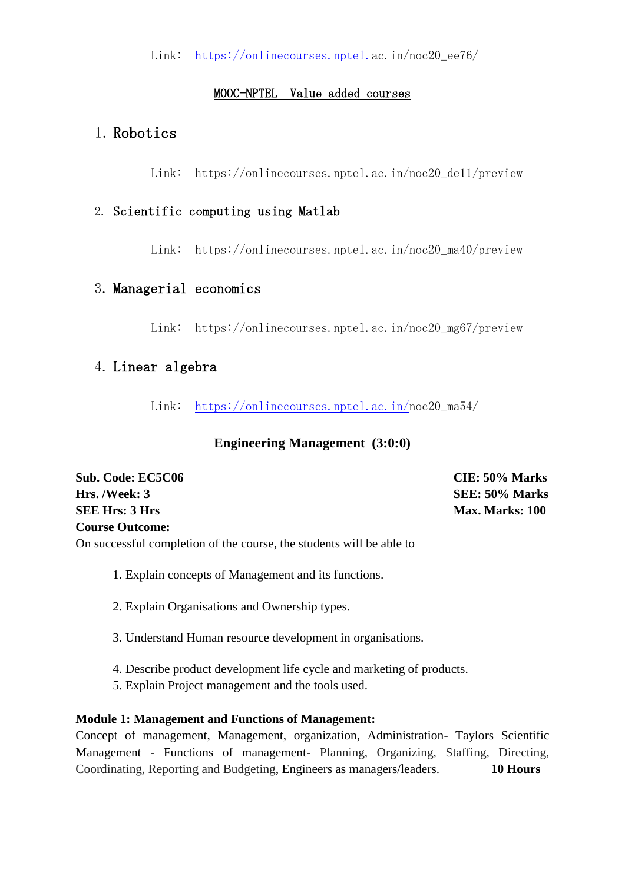Link: https://onlinecourses.nptel.ac.in/noc20_ee76/

## MOOC-NPTEL Value added courses

1. Robotics

   Link: https://onlinecourses.nptel.ac.in/noc20_de11/preview

2. Scientific computing using Matlab

   Link: https://onlinecourses.nptel.ac.in/noc20_ma40/preview

3. Managerial economics

   Link: https://onlinecourses.nptel.ac.in/noc20_mg67/preview

4. Linear algebra

   Link: https://onlinecourses.nptel.ac.in/noc20_ma54/

## Engineering Management (3:0:0)

| | |
|---|---|
| **Sub. Code: EC5C06** | **CIE: 50% Marks** |
| **Hrs. /Week: 3** | **SEE: 50% Marks** |
| **SEE Hrs: 3 Hrs** | **Max. Marks: 100** |

**Course Outcome:**

On successful completion of the course, the students will be able to

1. Explain concepts of Management and its functions.
2. Explain Organisations and Ownership types.
3. Understand Human resource development in organisations.
4. Describe product development life cycle and marketing of products.
5. Explain Project management and the tools used.

**Module 1: Management and Functions of Management:**

Concept of management, Management, organization, Administration- Taylors Scientific Management - Functions of management- Planning, Organizing, Staffing, Directing, Coordinating, Reporting and Budgeting, Engineers as managers/leaders. **10 Hours**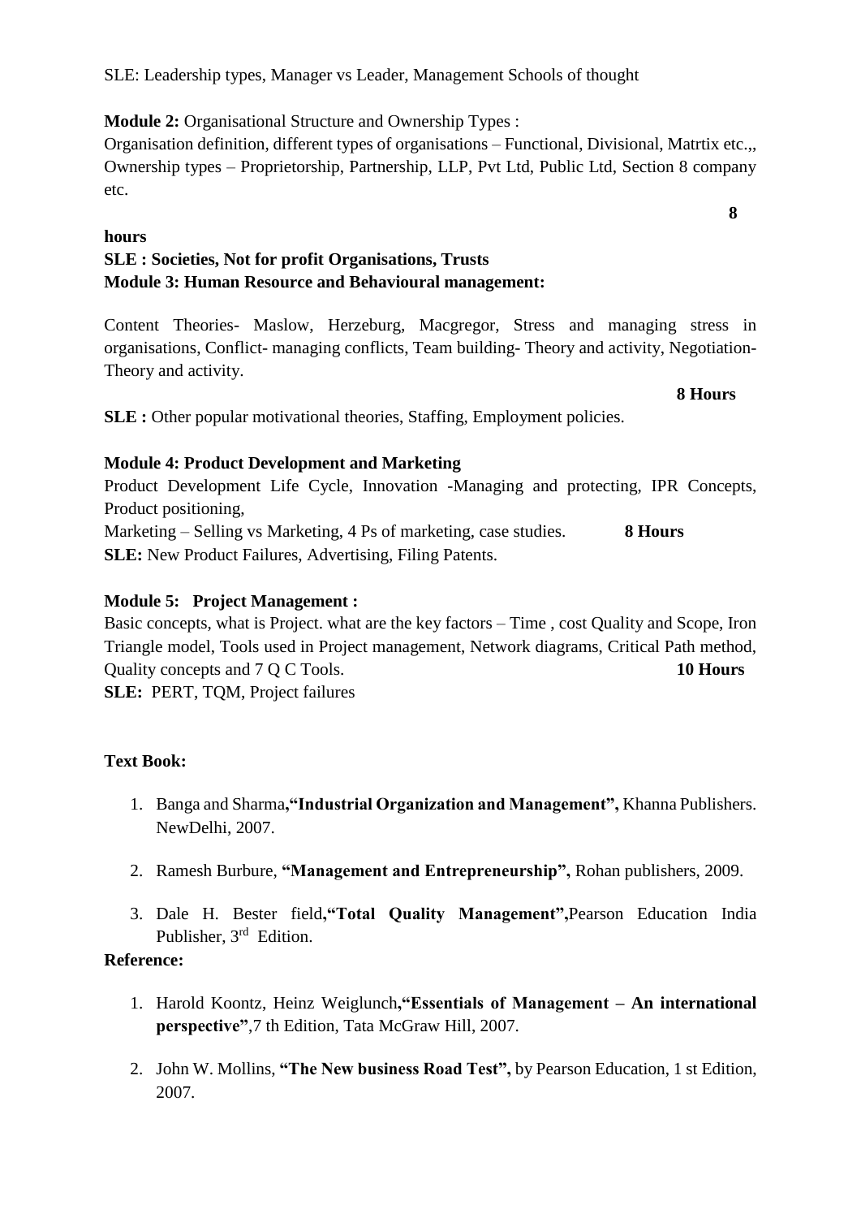SLE: Leadership types, Manager vs Leader, Management Schools of thought

**Module 2:** Organisational Structure and Ownership Types :
Organisation definition, different types of organisations – Functional, Divisional, Matrtix etc.,, Ownership types – Proprietorship, Partnership, LLP, Pvt Ltd, Public Ltd, Section 8 company etc.

**8 hours**

**SLE : Societies, Not for profit Organisations, Trusts**

**Module 3: Human Resource and Behavioural management:**

Content Theories- Maslow, Herzeburg, Macgregor, Stress and managing stress in organisations, Conflict- managing conflicts, Team building- Theory and activity, Negotiation- Theory and activity.

**8 Hours**

**SLE :** Other popular motivational theories, Staffing, Employment policies.

**Module 4: Product Development and Marketing**

Product Development Life Cycle, Innovation -Managing and protecting, IPR Concepts, Product positioning,
Marketing – Selling vs Marketing, 4 Ps of marketing, case studies. **8 Hours**

**SLE:** New Product Failures, Advertising, Filing Patents.

**Module 5: Project Management :**

Basic concepts, what is Project. what are the key factors – Time , cost Quality and Scope, Iron Triangle model, Tools used in Project management, Network diagrams, Critical Path method, Quality concepts and 7 Q C Tools. **10 Hours**

**SLE:** PERT, TQM, Project failures

**Text Book:**

1. Banga and Sharma,**"Industrial Organization and Management",** Khanna Publishers. NewDelhi, 2007.
2. Ramesh Burbure, **"Management and Entrepreneurship",** Rohan publishers, 2009.
3. Dale H. Bester field,**"Total Quality Management",**Pearson Education India Publisher, 3rd Edition.

**Reference:**

1. Harold Koontz, Heinz Weiglunch,**"Essentials of Management – An international perspective"**,7 th Edition, Tata McGraw Hill, 2007.
2. John W. Mollins, **"The New business Road Test",** by Pearson Education, 1 st Edition, 2007.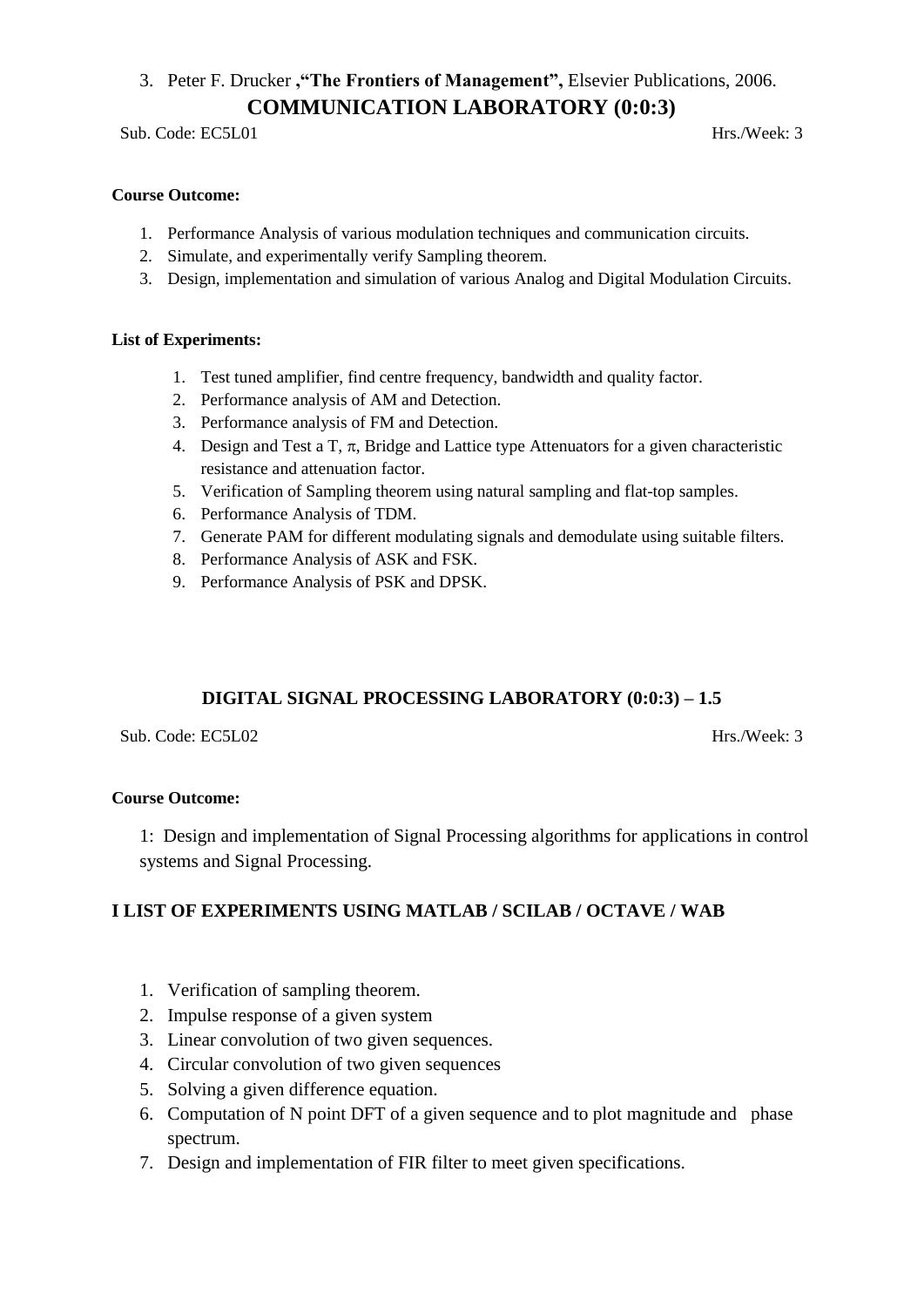3. Peter F. Drucker **,"The Frontiers of Management",** Elsevier Publications, 2006.

## COMMUNICATION LABORATORY (0:0:3)

Sub. Code: EC5L01 Hrs./Week: 3

**Course Outcome:**

1. Performance Analysis of various modulation techniques and communication circuits.
2. Simulate, and experimentally verify Sampling theorem.
3. Design, implementation and simulation of various Analog and Digital Modulation Circuits.

**List of Experiments:**

1. Test tuned amplifier, find centre frequency, bandwidth and quality factor.
2. Performance analysis of AM and Detection.
3. Performance analysis of FM and Detection.
4. Design and Test a T, $\pi$, Bridge and Lattice type Attenuators for a given characteristic resistance and attenuation factor.
5. Verification of Sampling theorem using natural sampling and flat-top samples.
6. Performance Analysis of TDM.
7. Generate PAM for different modulating signals and demodulate using suitable filters.
8. Performance Analysis of ASK and FSK.
9. Performance Analysis of PSK and DPSK.

## DIGITAL SIGNAL PROCESSING LABORATORY (0:0:3) – 1.5

Sub. Code: EC5L02 Hrs./Week: 3

**Course Outcome:**

1: Design and implementation of Signal Processing algorithms for applications in control systems and Signal Processing.

**I LIST OF EXPERIMENTS USING MATLAB / SCILAB / OCTAVE / WAB**

1. Verification of sampling theorem.
2. Impulse response of a given system
3. Linear convolution of two given sequences.
4. Circular convolution of two given sequences
5. Solving a given difference equation.
6. Computation of N point DFT of a given sequence and to plot magnitude and phase spectrum.
7. Design and implementation of FIR filter to meet given specifications.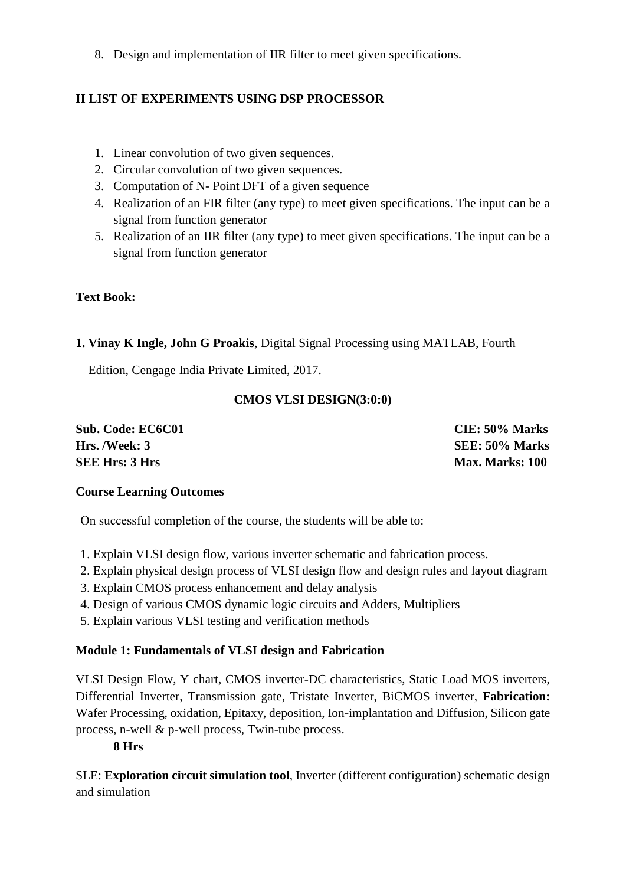8. Design and implementation of IIR filter to meet given specifications.

**II LIST OF EXPERIMENTS USING DSP PROCESSOR**

1. Linear convolution of two given sequences.
2. Circular convolution of two given sequences.
3. Computation of N- Point DFT of a given sequence
4. Realization of an FIR filter (any type) to meet given specifications. The input can be a signal from function generator
5. Realization of an IIR filter (any type) to meet given specifications. The input can be a signal from function generator

**Text Book:**

**1. Vinay K Ingle, John G Proakis**, Digital Signal Processing using MATLAB, Fourth Edition, Cengage India Private Limited, 2017.

**CMOS VLSI DESIGN(3:0:0)**

**Sub. Code: EC6C01** **CIE: 50% Marks**
**Hrs. /Week: 3** **SEE: 50% Marks**
**SEE Hrs: 3 Hrs** **Max. Marks: 100**

**Course Learning Outcomes**

On successful completion of the course, the students will be able to:

1. Explain VLSI design flow, various inverter schematic and fabrication process.
2. Explain physical design process of VLSI design flow and design rules and layout diagram
3. Explain CMOS process enhancement and delay analysis
4. Design of various CMOS dynamic logic circuits and Adders, Multipliers
5. Explain various VLSI testing and verification methods

**Module 1: Fundamentals of VLSI design and Fabrication**

VLSI Design Flow, Y chart, CMOS inverter-DC characteristics, Static Load MOS inverters, Differential Inverter, Transmission gate, Tristate Inverter, BiCMOS inverter, **Fabrication:** Wafer Processing, oxidation, Epitaxy, deposition, Ion-implantation and Diffusion, Silicon gate process, n-well & p-well process, Twin-tube process.

**8 Hrs**

SLE: **Exploration circuit simulation tool**, Inverter (different configuration) schematic design and simulation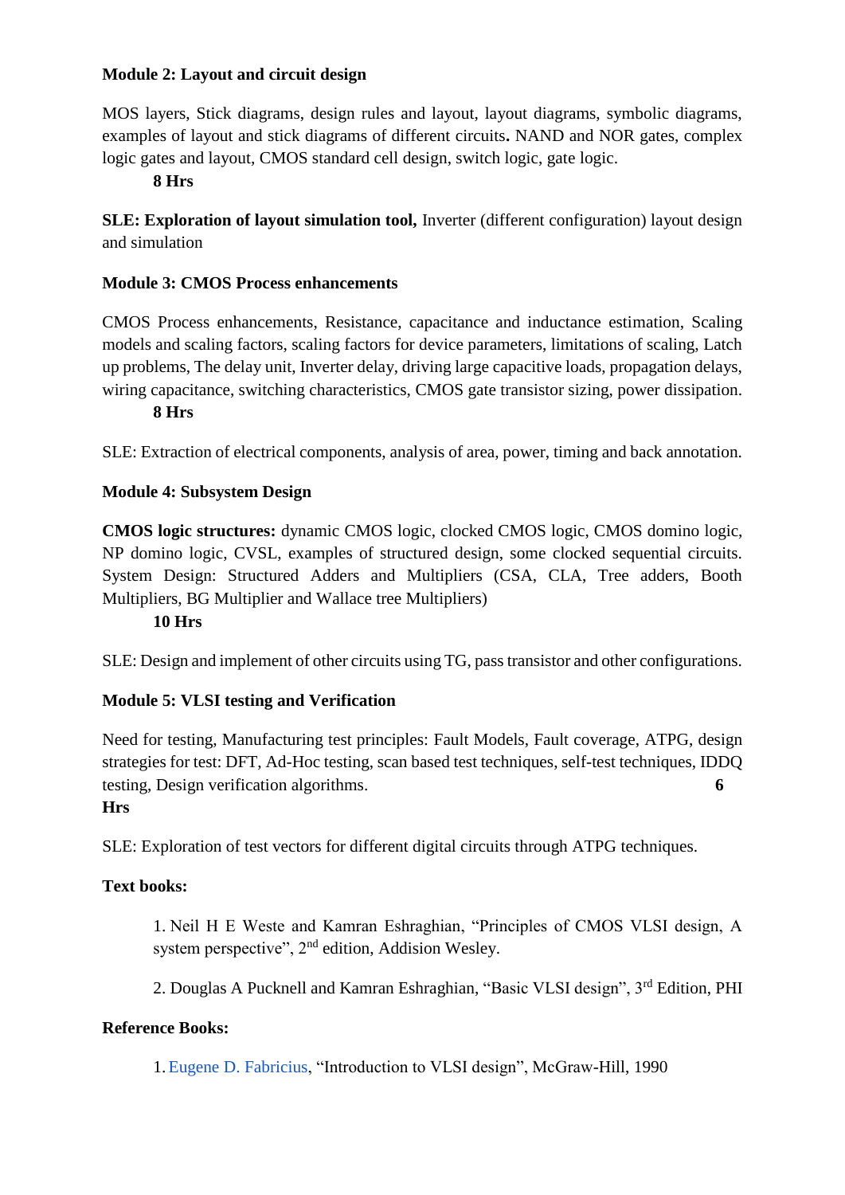**Module 2: Layout and circuit design**

MOS layers, Stick diagrams, design rules and layout, layout diagrams, symbolic diagrams, examples of layout and stick diagrams of different circuits**.** NAND and NOR gates, complex logic gates and layout, CMOS standard cell design, switch logic, gate logic.

**8 Hrs**

**SLE: Exploration of layout simulation tool,** Inverter (different configuration) layout design and simulation

**Module 3: CMOS Process enhancements**

CMOS Process enhancements, Resistance, capacitance and inductance estimation, Scaling models and scaling factors, scaling factors for device parameters, limitations of scaling, Latch up problems, The delay unit, Inverter delay, driving large capacitive loads, propagation delays, wiring capacitance, switching characteristics, CMOS gate transistor sizing, power dissipation.

**8 Hrs**

SLE: Extraction of electrical components, analysis of area, power, timing and back annotation.

**Module 4: Subsystem Design**

**CMOS logic structures:** dynamic CMOS logic, clocked CMOS logic, CMOS domino logic, NP domino logic, CVSL, examples of structured design, some clocked sequential circuits. System Design: Structured Adders and Multipliers (CSA, CLA, Tree adders, Booth Multipliers, BG Multiplier and Wallace tree Multipliers)

**10 Hrs**

SLE: Design and implement of other circuits using TG, pass transistor and other configurations.

**Module 5: VLSI testing and Verification**

Need for testing, Manufacturing test principles: Fault Models, Fault coverage, ATPG, design strategies for test: DFT, Ad-Hoc testing, scan based test techniques, self-test techniques, IDDQ testing, Design verification algorithms. **6 Hrs**

SLE: Exploration of test vectors for different digital circuits through ATPG techniques.

**Text books:**

1. Neil H E Weste and Kamran Eshraghian, "Principles of CMOS VLSI design, A system perspective", 2nd edition, Addision Wesley.

2. Douglas A Pucknell and Kamran Eshraghian, "Basic VLSI design", 3rd Edition, PHI

**Reference Books:**

1. Eugene D. Fabricius, "Introduction to VLSI design", McGraw-Hill, 1990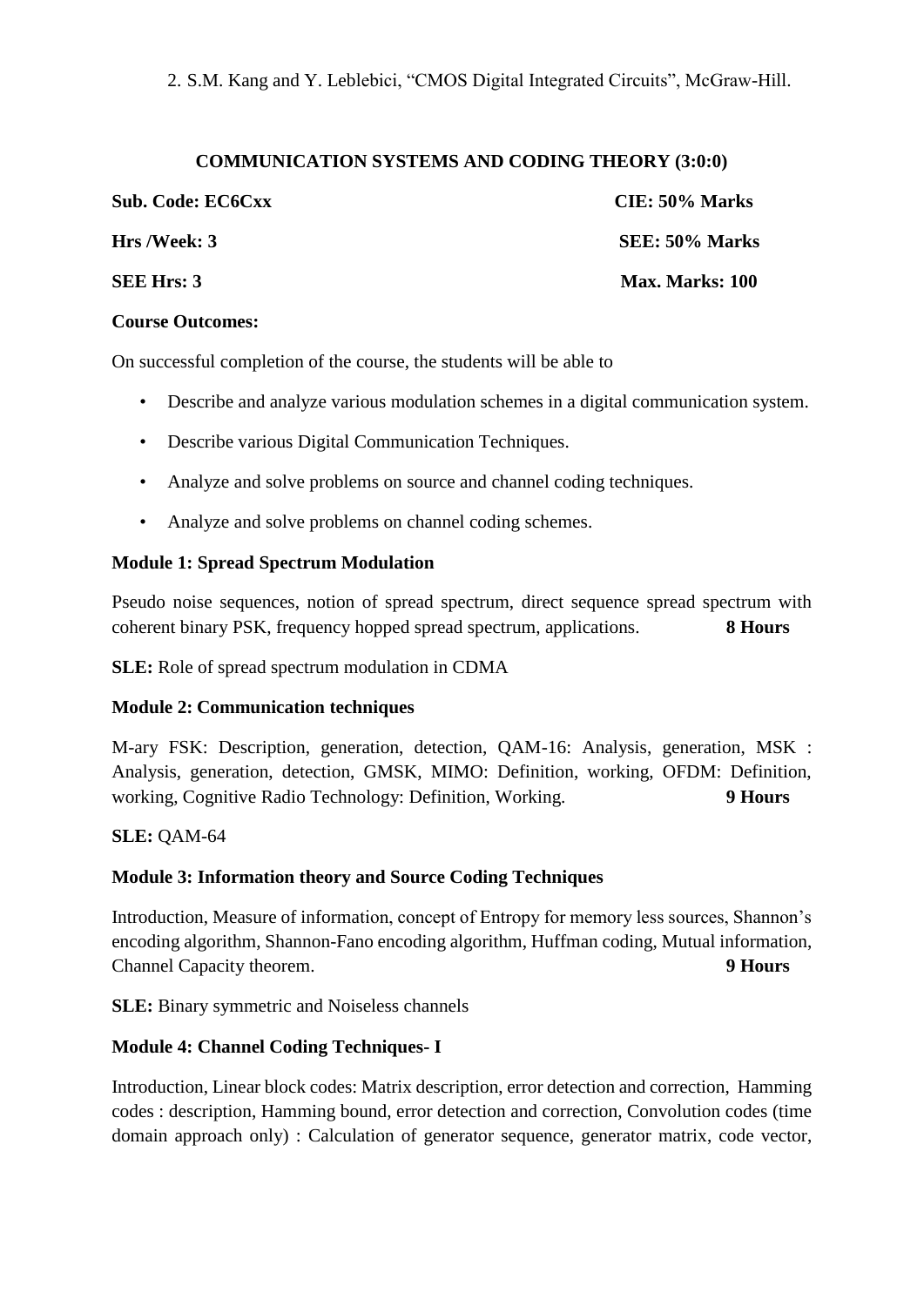2. S.M. Kang and Y. Leblebici, "CMOS Digital Integrated Circuits", McGraw-Hill.

## COMMUNICATION SYSTEMS AND CODING THEORY (3:0:0)

**Sub. Code: EC6Cxx** **CIE: 50% Marks**

**Hrs /Week: 3** **SEE: 50% Marks**

**SEE Hrs: 3** **Max. Marks: 100**

**Course Outcomes:**

On successful completion of the course, the students will be able to

- Describe and analyze various modulation schemes in a digital communication system.
- Describe various Digital Communication Techniques.
- Analyze and solve problems on source and channel coding techniques.
- Analyze and solve problems on channel coding schemes.

**Module 1: Spread Spectrum Modulation**

Pseudo noise sequences, notion of spread spectrum, direct sequence spread spectrum with coherent binary PSK, frequency hopped spread spectrum, applications. **8 Hours**

**SLE:** Role of spread spectrum modulation in CDMA

**Module 2: Communication techniques**

M-ary FSK: Description, generation, detection, QAM-16: Analysis, generation, MSK : Analysis, generation, detection, GMSK, MIMO: Definition, working, OFDM: Definition, working, Cognitive Radio Technology: Definition, Working. **9 Hours**

**SLE:** QAM-64

**Module 3: Information theory and Source Coding Techniques**

Introduction, Measure of information, concept of Entropy for memory less sources, Shannon's encoding algorithm, Shannon-Fano encoding algorithm, Huffman coding, Mutual information, Channel Capacity theorem. **9 Hours**

**SLE:** Binary symmetric and Noiseless channels

**Module 4: Channel Coding Techniques- I**

Introduction, Linear block codes: Matrix description, error detection and correction, Hamming codes : description, Hamming bound, error detection and correction, Convolution codes (time domain approach only) : Calculation of generator sequence, generator matrix, code vector,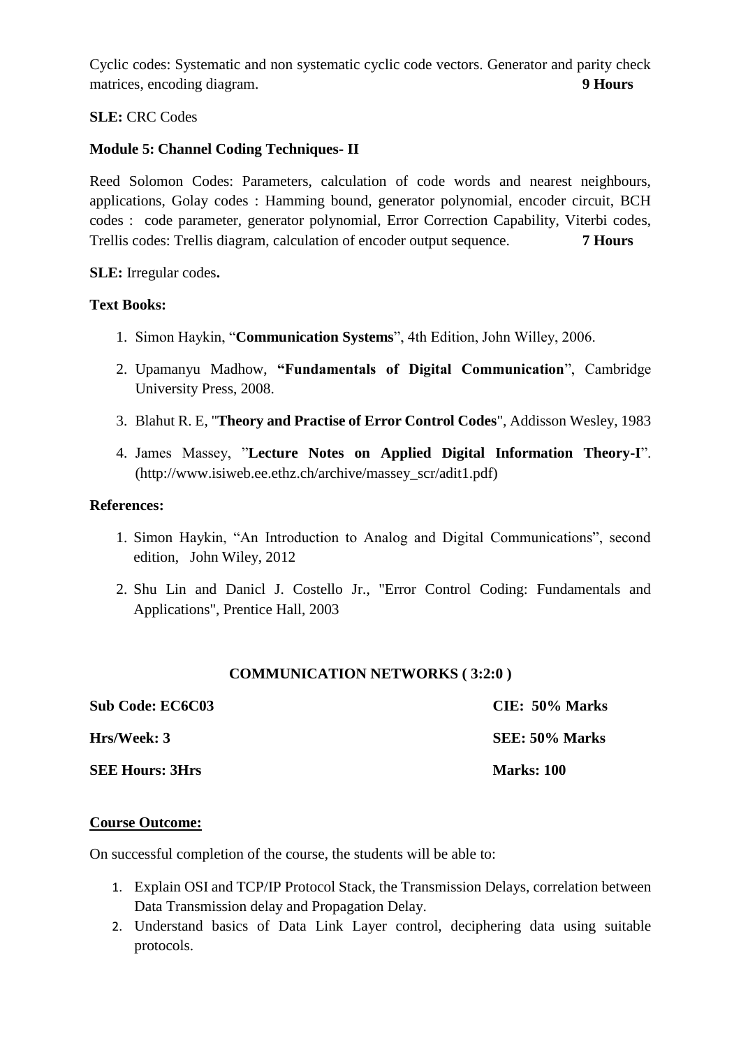Cyclic codes: Systematic and non systematic cyclic code vectors. Generator and parity check matrices, encoding diagram. **9 Hours**

**SLE:** CRC Codes

**Module 5: Channel Coding Techniques- II**

Reed Solomon Codes: Parameters, calculation of code words and nearest neighbours, applications, Golay codes : Hamming bound, generator polynomial, encoder circuit, BCH codes : code parameter, generator polynomial, Error Correction Capability, Viterbi codes, Trellis codes: Trellis diagram, calculation of encoder output sequence. **7 Hours**

**SLE:** Irregular codes**.**

**Text Books:**

1. Simon Haykin, "**Communication Systems**", 4th Edition, John Willey, 2006.
2. Upamanyu Madhow, **"Fundamentals of Digital Communication**", Cambridge University Press, 2008.
3. Blahut R. E, "**Theory and Practise of Error Control Codes**", Addisson Wesley, 1983
4. James Massey, "**Lecture Notes on Applied Digital Information Theory-I**". (http://www.isiweb.ee.ethz.ch/archive/massey_scr/adit1.pdf)

**References:**

1. Simon Haykin, "An Introduction to Analog and Digital Communications", second edition, John Wiley, 2012
2. Shu Lin and Danicl J. Costello Jr., "Error Control Coding: Fundamentals and Applications", Prentice Hall, 2003

**COMMUNICATION NETWORKS ( 3:2:0 )**

| | |
|---|---|
| **Sub Code: EC6C03** | **CIE: 50% Marks** |
| **Hrs/Week: 3** | **SEE: 50% Marks** |
| **SEE Hours: 3Hrs** | **Marks: 100** |

**Course Outcome:**

On successful completion of the course, the students will be able to:

1. Explain OSI and TCP/IP Protocol Stack, the Transmission Delays, correlation between Data Transmission delay and Propagation Delay.
2. Understand basics of Data Link Layer control, deciphering data using suitable protocols.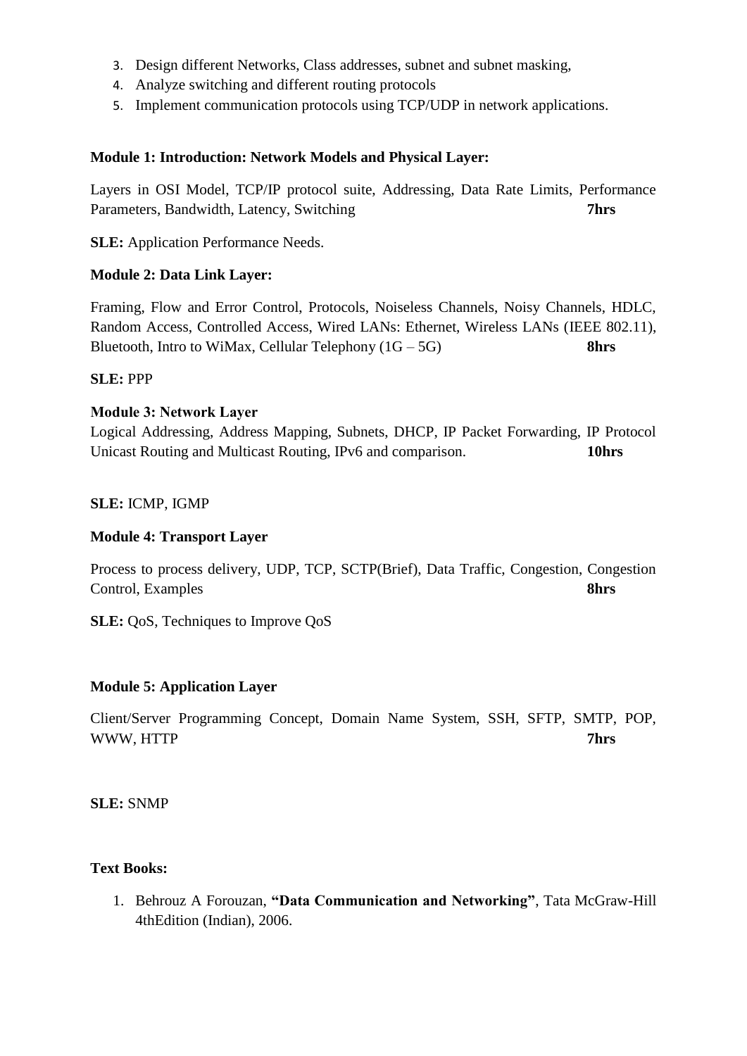3. Design different Networks, Class addresses, subnet and subnet masking,
4. Analyze switching and different routing protocols
5. Implement communication protocols using TCP/UDP in network applications.

**Module 1: Introduction: Network Models and Physical Layer:**

Layers in OSI Model, TCP/IP protocol suite, Addressing, Data Rate Limits, Performance Parameters, Bandwidth, Latency, Switching **7hrs**

**SLE:** Application Performance Needs.

**Module 2: Data Link Layer:**

Framing, Flow and Error Control, Protocols, Noiseless Channels, Noisy Channels, HDLC, Random Access, Controlled Access, Wired LANs: Ethernet, Wireless LANs (IEEE 802.11), Bluetooth, Intro to WiMax, Cellular Telephony (1G – 5G) **8hrs**

**SLE:** PPP

**Module 3: Network Layer**

Logical Addressing, Address Mapping, Subnets, DHCP, IP Packet Forwarding, IP Protocol Unicast Routing and Multicast Routing, IPv6 and comparison. **10hrs**

**SLE:** ICMP, IGMP

**Module 4: Transport Layer**

Process to process delivery, UDP, TCP, SCTP(Brief), Data Traffic, Congestion, Congestion Control, Examples **8hrs**

**SLE:** QoS, Techniques to Improve QoS

**Module 5: Application Layer**

Client/Server Programming Concept, Domain Name System, SSH, SFTP, SMTP, POP, WWW, HTTP **7hrs**

**SLE:** SNMP

**Text Books:**

1. Behrouz A Forouzan, **"Data Communication and Networking"**, Tata McGraw-Hill 4thEdition (Indian), 2006.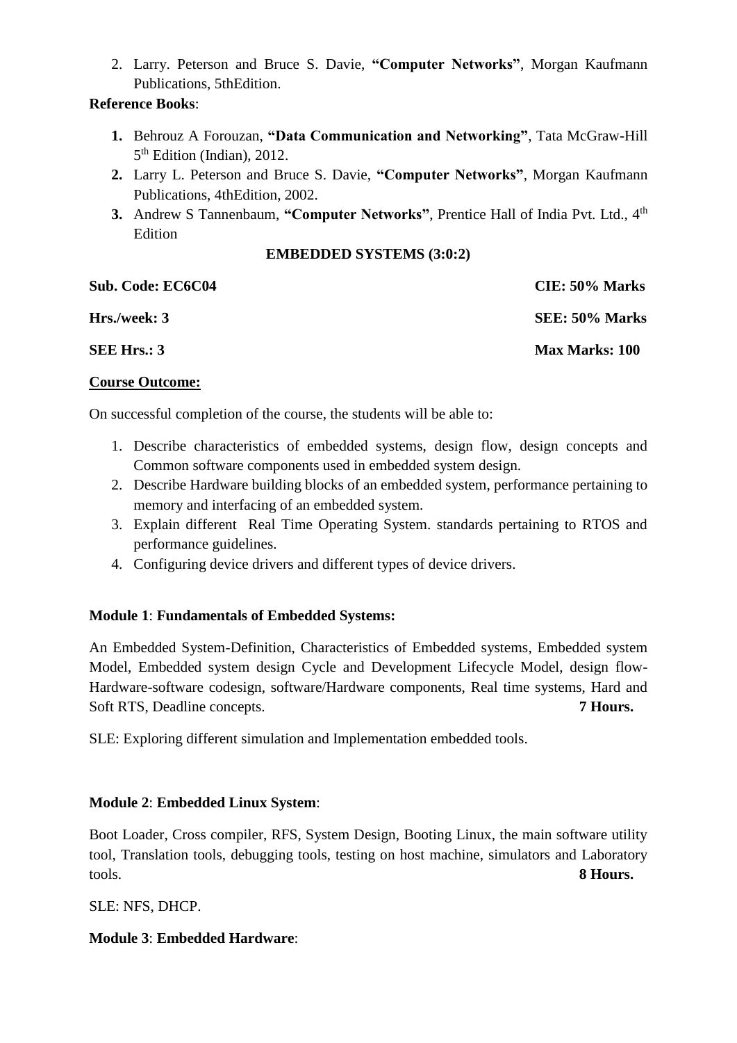2. Larry. Peterson and Bruce S. Davie, **"Computer Networks"**, Morgan Kaufmann Publications, 5thEdition.

**Reference Books**:

1. Behrouz A Forouzan, **"Data Communication and Networking"**, Tata McGraw-Hill 5th Edition (Indian), 2012.
2. Larry L. Peterson and Bruce S. Davie, **"Computer Networks"**, Morgan Kaufmann Publications, 4thEdition, 2002.
3. Andrew S Tannenbaum, **"Computer Networks"**, Prentice Hall of India Pvt. Ltd., 4th Edition

## EMBEDDED SYSTEMS (3:0:2)

| | |
|---|---|
| **Sub. Code: EC6C04** | **CIE: 50% Marks** |
| **Hrs./week: 3** | **SEE: 50% Marks** |
| **SEE Hrs.: 3** | **Max Marks: 100** |

**Course Outcome:**

On successful completion of the course, the students will be able to:

1. Describe characteristics of embedded systems, design flow, design concepts and Common software components used in embedded system design.
2. Describe Hardware building blocks of an embedded system, performance pertaining to memory and interfacing of an embedded system.
3. Explain different Real Time Operating System. standards pertaining to RTOS and performance guidelines.
4. Configuring device drivers and different types of device drivers.

**Module 1**: **Fundamentals of Embedded Systems:**

An Embedded System-Definition, Characteristics of Embedded systems, Embedded system Model, Embedded system design Cycle and Development Lifecycle Model, design flow-Hardware-software codesign, software/Hardware components, Real time systems, Hard and Soft RTS, Deadline concepts. **7 Hours.**

SLE: Exploring different simulation and Implementation embedded tools.

**Module 2**: **Embedded Linux System**:

Boot Loader, Cross compiler, RFS, System Design, Booting Linux, the main software utility tool, Translation tools, debugging tools, testing on host machine, simulators and Laboratory tools. **8 Hours.**

SLE: NFS, DHCP.

**Module 3**: **Embedded Hardware**: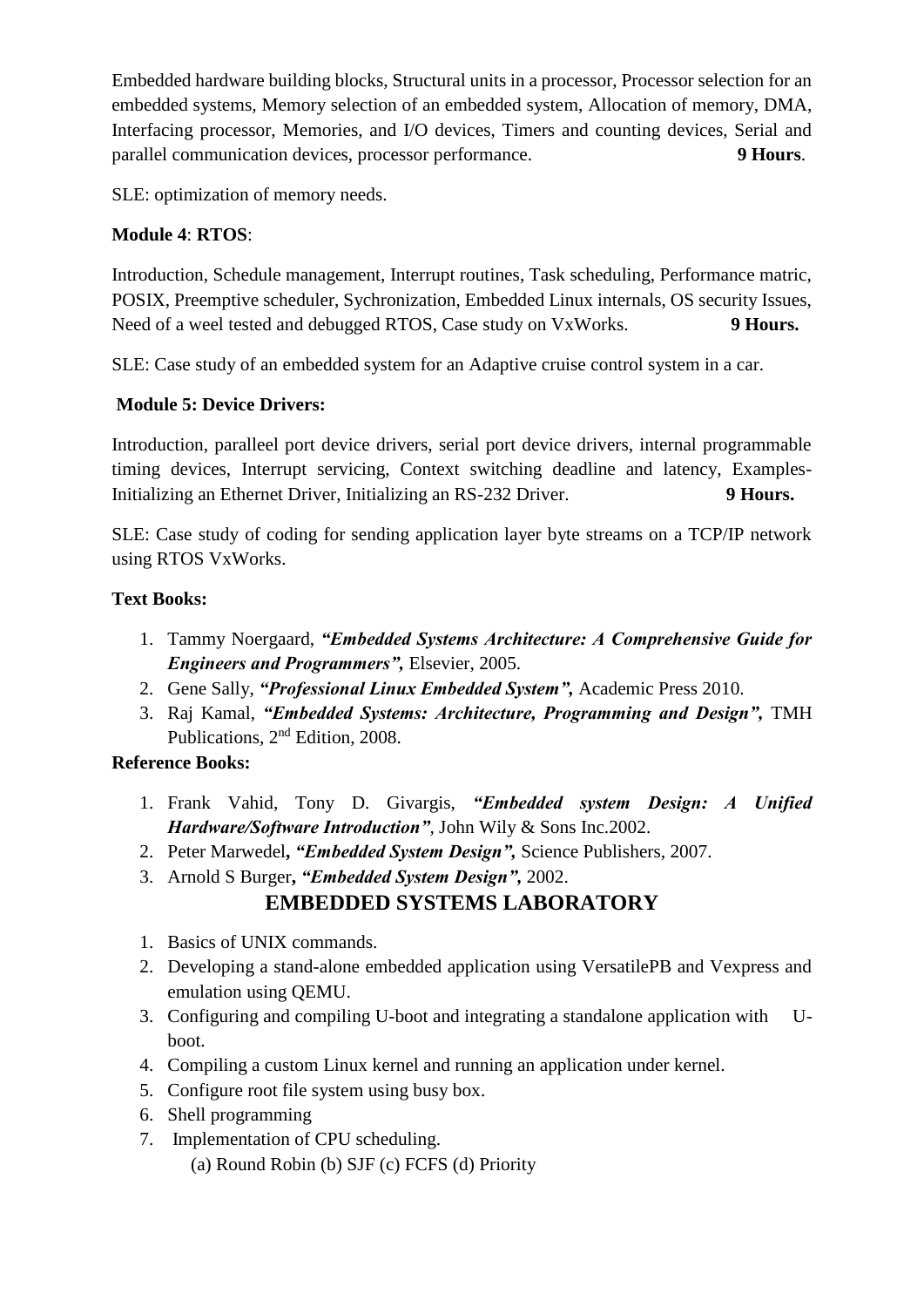Embedded hardware building blocks, Structural units in a processor, Processor selection for an embedded systems, Memory selection of an embedded system, Allocation of memory, DMA, Interfacing processor, Memories, and I/O devices, Timers and counting devices, Serial and parallel communication devices, processor performance. **9 Hours**.

SLE: optimization of memory needs.

**Module 4**: **RTOS**:

Introduction, Schedule management, Interrupt routines, Task scheduling, Performance matric, POSIX, Preemptive scheduler, Sychronization, Embedded Linux internals, OS security Issues, Need of a weel tested and debugged RTOS, Case study on VxWorks. **9 Hours.**

SLE: Case study of an embedded system for an Adaptive cruise control system in a car.

**Module 5: Device Drivers:**

Introduction, paralleel port device drivers, serial port device drivers, internal programmable timing devices, Interrupt servicing, Context switching deadline and latency, Examples-Initializing an Ethernet Driver, Initializing an RS-232 Driver. **9 Hours.**

SLE: Case study of coding for sending application layer byte streams on a TCP/IP network using RTOS VxWorks.

**Text Books:**

1. Tammy Noergaard, ***"Embedded Systems Architecture: A Comprehensive Guide for Engineers and Programmers",*** Elsevier, 2005.
2. Gene Sally, ***"Professional Linux Embedded System",*** Academic Press 2010.
3. Raj Kamal, ***"Embedded Systems: Architecture, Programming and Design",*** TMH Publications, 2nd Edition, 2008.

**Reference Books:**

1. Frank Vahid, Tony D. Givargis, ***"Embedded system Design: A Unified Hardware/Software Introduction"***, John Wily & Sons Inc.2002.
2. Peter Marwedel***, "Embedded System Design",*** Science Publishers, 2007.
3. Arnold S Burger***, "Embedded System Design",*** 2002.

## EMBEDDED SYSTEMS LABORATORY

1. Basics of UNIX commands.
2. Developing a stand-alone embedded application using VersatilePB and Vexpress and emulation using QEMU.
3. Configuring and compiling U-boot and integrating a standalone application with U-boot.
4. Compiling a custom Linux kernel and running an application under kernel.
5. Configure root file system using busy box.
6. Shell programming
7. Implementation of CPU scheduling.
   (a) Round Robin (b) SJF (c) FCFS (d) Priority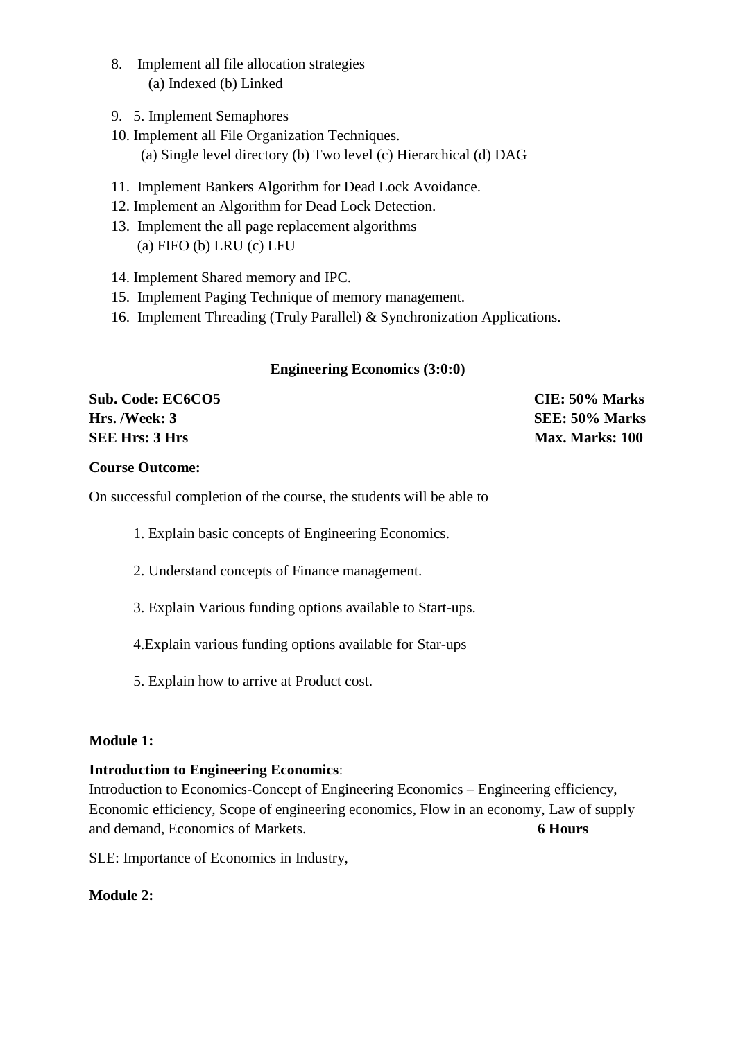8. Implement all file allocation strategies
   (a) Indexed (b) Linked
9. 5. Implement Semaphores
10. Implement all File Organization Techniques.
    (a) Single level directory (b) Two level (c) Hierarchical (d) DAG
11. Implement Bankers Algorithm for Dead Lock Avoidance.
12. Implement an Algorithm for Dead Lock Detection.
13. Implement the all page replacement algorithms
    (a) FIFO (b) LRU (c) LFU
14. Implement Shared memory and IPC.
15. Implement Paging Technique of memory management.
16. Implement Threading (Truly Parallel) & Synchronization Applications.

## Engineering Economics (3:0:0)

| | |
|---|---|
| **Sub. Code: EC6CO5** | **CIE: 50% Marks** |
| **Hrs. /Week: 3** | **SEE: 50% Marks** |
| **SEE Hrs: 3 Hrs** | **Max. Marks: 100** |

**Course Outcome:**

On successful completion of the course, the students will be able to

1. Explain basic concepts of Engineering Economics.
2. Understand concepts of Finance management.
3. Explain Various funding options available to Start-ups.
4. Explain various funding options available for Star-ups
5. Explain how to arrive at Product cost.

**Module 1:**

**Introduction to Engineering Economics**:
Introduction to Economics-Concept of Engineering Economics – Engineering efficiency, Economic efficiency, Scope of engineering economics, Flow in an economy, Law of supply and demand, Economics of Markets. **6 Hours**

SLE: Importance of Economics in Industry,

**Module 2:**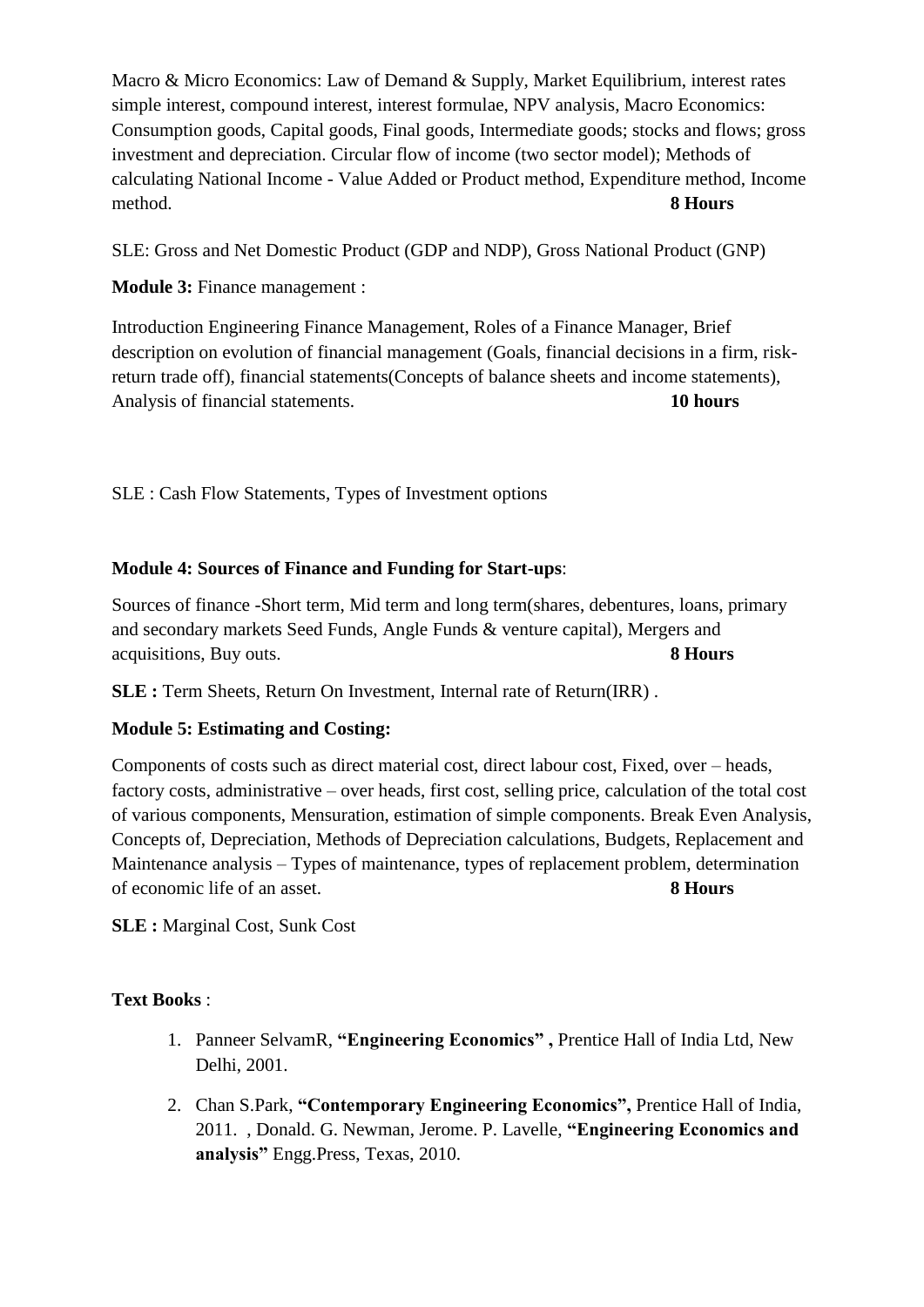Macro & Micro Economics: Law of Demand & Supply, Market Equilibrium, interest rates simple interest, compound interest, interest formulae, NPV analysis, Macro Economics: Consumption goods, Capital goods, Final goods, Intermediate goods; stocks and flows; gross investment and depreciation. Circular flow of income (two sector model); Methods of calculating National Income - Value Added or Product method, Expenditure method, Income method. **8 Hours**

SLE: Gross and Net Domestic Product (GDP and NDP), Gross National Product (GNP)

**Module 3:** Finance management :

Introduction Engineering Finance Management, Roles of a Finance Manager, Brief description on evolution of financial management (Goals, financial decisions in a firm, risk-return trade off), financial statements(Concepts of balance sheets and income statements), Analysis of financial statements. **10 hours**

SLE : Cash Flow Statements, Types of Investment options

**Module 4: Sources of Finance and Funding for Start-ups**:

Sources of finance -Short term, Mid term and long term(shares, debentures, loans, primary and secondary markets Seed Funds, Angle Funds & venture capital), Mergers and acquisitions, Buy outs. **8 Hours**

**SLE :** Term Sheets, Return On Investment, Internal rate of Return(IRR) .

**Module 5: Estimating and Costing:**

Components of costs such as direct material cost, direct labour cost, Fixed, over – heads, factory costs, administrative – over heads, first cost, selling price, calculation of the total cost of various components, Mensuration, estimation of simple components. Break Even Analysis, Concepts of, Depreciation, Methods of Depreciation calculations, Budgets, Replacement and Maintenance analysis – Types of maintenance, types of replacement problem, determination of economic life of an asset. **8 Hours**

**SLE :** Marginal Cost, Sunk Cost

**Text Books** :

1. Panneer SelvamR, **"Engineering Economics" ,** Prentice Hall of India Ltd, New Delhi, 2001.
2. Chan S.Park, **"Contemporary Engineering Economics",** Prentice Hall of India, 2011. , Donald. G. Newman, Jerome. P. Lavelle, **"Engineering Economics and analysis"** Engg.Press, Texas, 2010.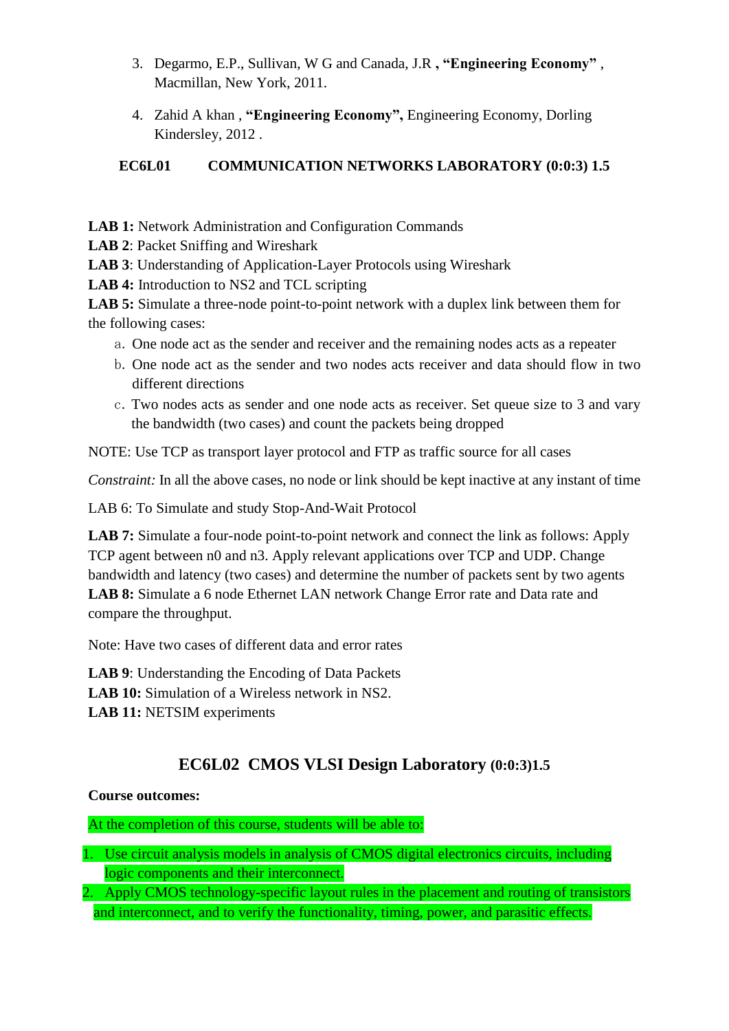3. Degarmo, E.P., Sullivan, W G and Canada, J.R **, "Engineering Economy"** , Macmillan, New York, 2011.
4. Zahid A khan , **"Engineering Economy",** Engineering Economy, Dorling Kindersley, 2012 .

### EC6L01 COMMUNICATION NETWORKS LABORATORY (0:0:3) 1.5

**LAB 1:** Network Administration and Configuration Commands
**LAB 2**: Packet Sniffing and Wireshark
**LAB 3**: Understanding of Application-Layer Protocols using Wireshark
**LAB 4:** Introduction to NS2 and TCL scripting
**LAB 5:** Simulate a three-node point-to-point network with a duplex link between them for the following cases:

a. One node act as the sender and receiver and the remaining nodes acts as a repeater
b. One node act as the sender and two nodes acts receiver and data should flow in two different directions
c. Two nodes acts as sender and one node acts as receiver. Set queue size to 3 and vary the bandwidth (two cases) and count the packets being dropped

NOTE: Use TCP as transport layer protocol and FTP as traffic source for all cases

*Constraint:* In all the above cases, no node or link should be kept inactive at any instant of time

LAB 6: To Simulate and study Stop-And-Wait Protocol

**LAB 7:** Simulate a four-node point-to-point network and connect the link as follows: Apply TCP agent between n0 and n3. Apply relevant applications over TCP and UDP. Change bandwidth and latency (two cases) and determine the number of packets sent by two agents
**LAB 8:** Simulate a 6 node Ethernet LAN network Change Error rate and Data rate and compare the throughput.

Note: Have two cases of different data and error rates

**LAB 9**: Understanding the Encoding of Data Packets
**LAB 10:** Simulation of a Wireless network in NS2.
**LAB 11:** NETSIM experiments

## EC6L02 CMOS VLSI Design Laboratory (0:0:3)1.5

**Course outcomes:**

At the completion of this course, students will be able to:

1. Use circuit analysis models in analysis of CMOS digital electronics circuits, including logic components and their interconnect.
2. Apply CMOS technology-specific layout rules in the placement and routing of transistors and interconnect, and to verify the functionality, timing, power, and parasitic effects.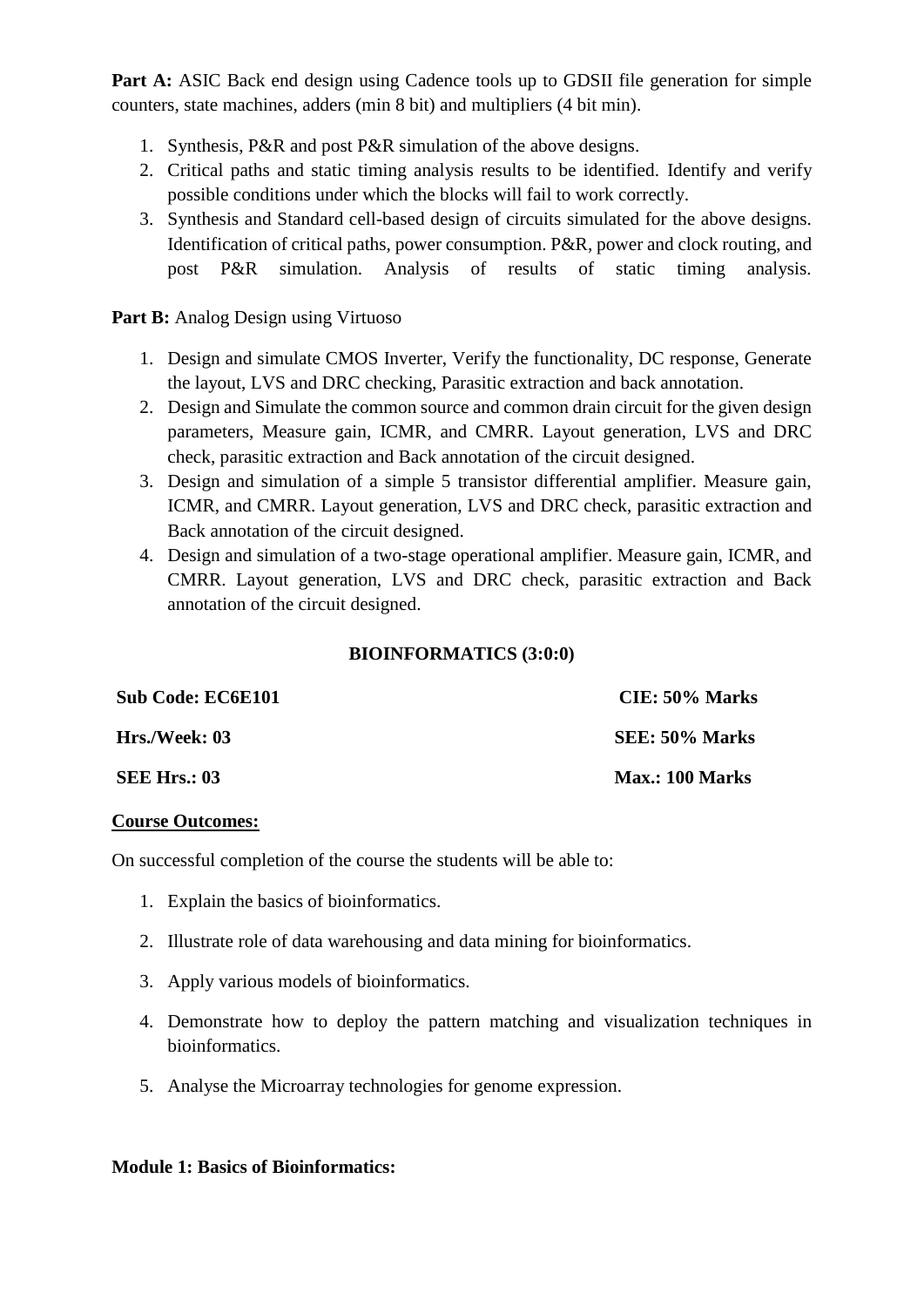**Part A:** ASIC Back end design using Cadence tools up to GDSII file generation for simple counters, state machines, adders (min 8 bit) and multipliers (4 bit min).

1. Synthesis, P&R and post P&R simulation of the above designs.
2. Critical paths and static timing analysis results to be identified. Identify and verify possible conditions under which the blocks will fail to work correctly.
3. Synthesis and Standard cell-based design of circuits simulated for the above designs. Identification of critical paths, power consumption. P&R, power and clock routing, and post P&R simulation. Analysis of results of static timing analysis.

**Part B:** Analog Design using Virtuoso

1. Design and simulate CMOS Inverter, Verify the functionality, DC response, Generate the layout, LVS and DRC checking, Parasitic extraction and back annotation.
2. Design and Simulate the common source and common drain circuit for the given design parameters, Measure gain, ICMR, and CMRR. Layout generation, LVS and DRC check, parasitic extraction and Back annotation of the circuit designed.
3. Design and simulation of a simple 5 transistor differential amplifier. Measure gain, ICMR, and CMRR. Layout generation, LVS and DRC check, parasitic extraction and Back annotation of the circuit designed.
4. Design and simulation of a two-stage operational amplifier. Measure gain, ICMR, and CMRR. Layout generation, LVS and DRC check, parasitic extraction and Back annotation of the circuit designed.

## BIOINFORMATICS (3:0:0)

| | |
|---|---|
| **Sub Code: EC6E101** | **CIE: 50% Marks** |
| **Hrs./Week: 03** | **SEE: 50% Marks** |
| **SEE Hrs.: 03** | **Max.: 100 Marks** |

**Course Outcomes:**

On successful completion of the course the students will be able to:

1. Explain the basics of bioinformatics.
2. Illustrate role of data warehousing and data mining for bioinformatics.
3. Apply various models of bioinformatics.
4. Demonstrate how to deploy the pattern matching and visualization techniques in bioinformatics.
5. Analyse the Microarray technologies for genome expression.

**Module 1: Basics of Bioinformatics:**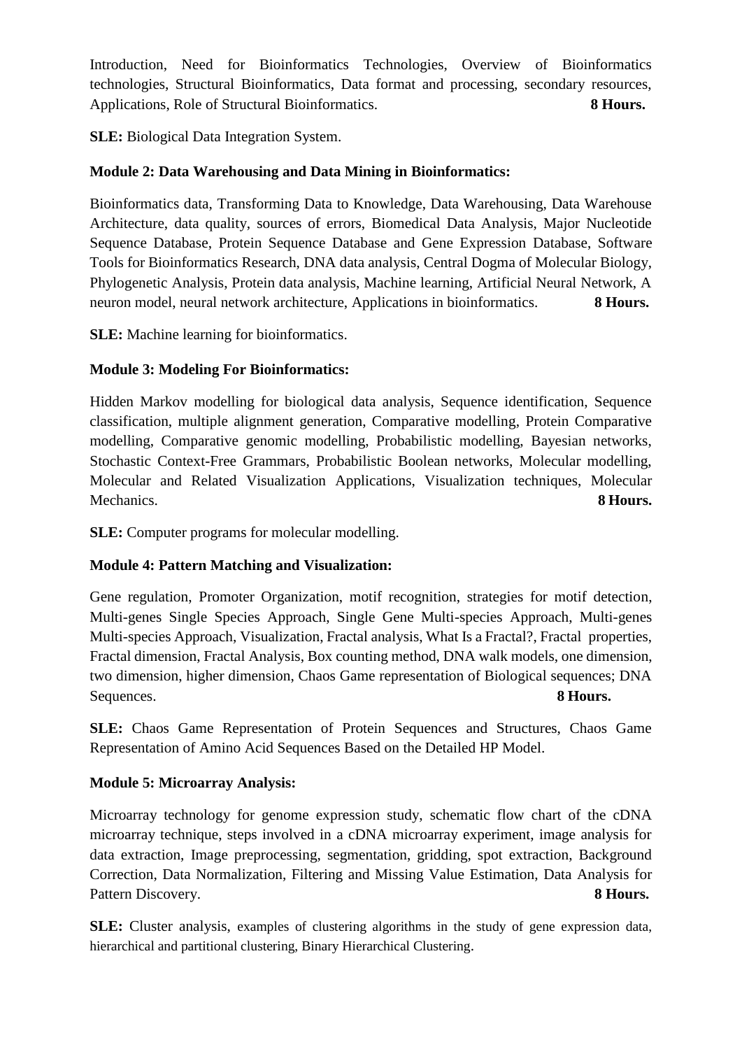Introduction, Need for Bioinformatics Technologies, Overview of Bioinformatics technologies, Structural Bioinformatics, Data format and processing, secondary resources, Applications, Role of Structural Bioinformatics. **8 Hours.**

**SLE:** Biological Data Integration System.

**Module 2: Data Warehousing and Data Mining in Bioinformatics:**

Bioinformatics data, Transforming Data to Knowledge, Data Warehousing, Data Warehouse Architecture, data quality, sources of errors, Biomedical Data Analysis, Major Nucleotide Sequence Database, Protein Sequence Database and Gene Expression Database, Software Tools for Bioinformatics Research, DNA data analysis, Central Dogma of Molecular Biology, Phylogenetic Analysis, Protein data analysis, Machine learning, Artificial Neural Network, A neuron model, neural network architecture, Applications in bioinformatics. **8 Hours.**

**SLE:** Machine learning for bioinformatics.

**Module 3: Modeling For Bioinformatics:**

Hidden Markov modelling for biological data analysis, Sequence identification, Sequence classification, multiple alignment generation, Comparative modelling, Protein Comparative modelling, Comparative genomic modelling, Probabilistic modelling, Bayesian networks, Stochastic Context-Free Grammars, Probabilistic Boolean networks, Molecular modelling, Molecular and Related Visualization Applications, Visualization techniques, Molecular Mechanics. **8 Hours.**

**SLE:** Computer programs for molecular modelling.

**Module 4: Pattern Matching and Visualization:**

Gene regulation, Promoter Organization, motif recognition, strategies for motif detection, Multi-genes Single Species Approach, Single Gene Multi-species Approach, Multi-genes Multi-species Approach, Visualization, Fractal analysis, What Is a Fractal?, Fractal properties, Fractal dimension, Fractal Analysis, Box counting method, DNA walk models, one dimension, two dimension, higher dimension, Chaos Game representation of Biological sequences; DNA Sequences. **8 Hours.**

**SLE:** Chaos Game Representation of Protein Sequences and Structures, Chaos Game Representation of Amino Acid Sequences Based on the Detailed HP Model.

**Module 5: Microarray Analysis:**

Microarray technology for genome expression study, schematic flow chart of the cDNA microarray technique, steps involved in a cDNA microarray experiment, image analysis for data extraction, Image preprocessing, segmentation, gridding, spot extraction, Background Correction, Data Normalization, Filtering and Missing Value Estimation, Data Analysis for Pattern Discovery. **8 Hours.**

**SLE:** Cluster analysis, examples of clustering algorithms in the study of gene expression data, hierarchical and partitional clustering, Binary Hierarchical Clustering.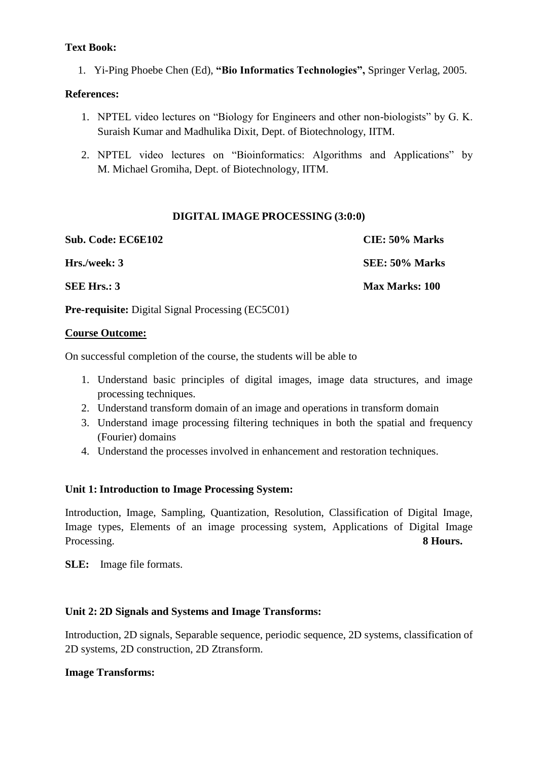**Text Book:**

1. Yi-Ping Phoebe Chen (Ed), **"Bio Informatics Technologies",** Springer Verlag, 2005.

**References:**

1. NPTEL video lectures on "Biology for Engineers and other non-biologists" by G. K. Suraish Kumar and Madhulika Dixit, Dept. of Biotechnology, IITM.
2. NPTEL video lectures on "Bioinformatics: Algorithms and Applications" by M. Michael Gromiha, Dept. of Biotechnology, IITM.

## DIGITAL IMAGE PROCESSING (3:0:0)

| | |
|---|---|
| **Sub. Code: EC6E102** | **CIE: 50% Marks** |
| **Hrs./week: 3** | **SEE: 50% Marks** |
| **SEE Hrs.: 3** | **Max Marks: 100** |

**Pre-requisite:** Digital Signal Processing (EC5C01)

**Course Outcome:**

On successful completion of the course, the students will be able to

1. Understand basic principles of digital images, image data structures, and image processing techniques.
2. Understand transform domain of an image and operations in transform domain
3. Understand image processing filtering techniques in both the spatial and frequency (Fourier) domains
4. Understand the processes involved in enhancement and restoration techniques.

**Unit 1: Introduction to Image Processing System:**

Introduction, Image, Sampling, Quantization, Resolution, Classification of Digital Image, Image types, Elements of an image processing system, Applications of Digital Image Processing. **8 Hours.**

**SLE:** Image file formats.

**Unit 2: 2D Signals and Systems and Image Transforms:**

Introduction, 2D signals, Separable sequence, periodic sequence, 2D systems, classification of 2D systems, 2D construction, 2D Ztransform.

**Image Transforms:**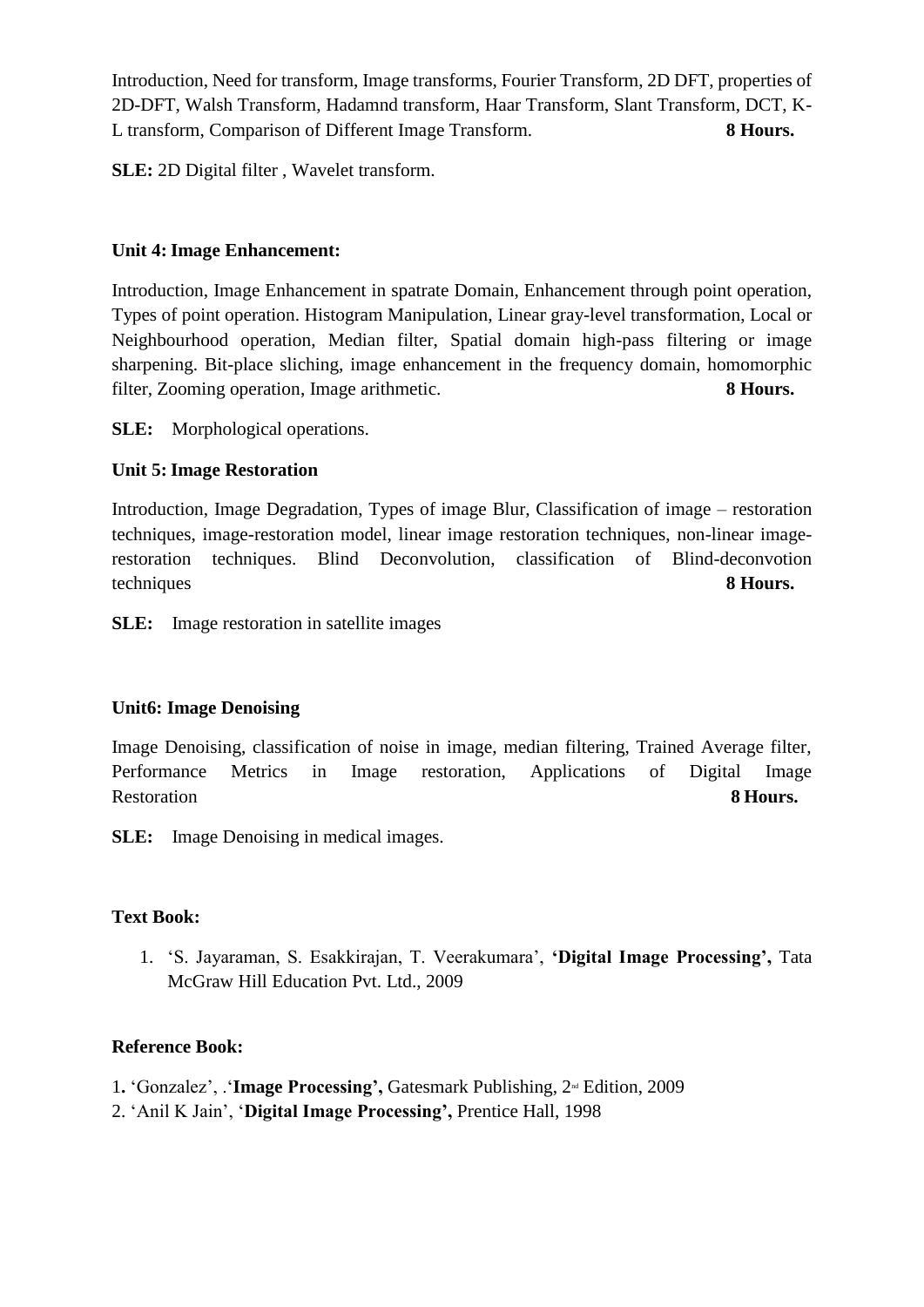Introduction, Need for transform, Image transforms, Fourier Transform, 2D DFT, properties of 2D-DFT, Walsh Transform, Hadamnd transform, Haar Transform, Slant Transform, DCT, K-L transform, Comparison of Different Image Transform. **8 Hours.**

**SLE:** 2D Digital filter , Wavelet transform.

**Unit 4: Image Enhancement:**

Introduction, Image Enhancement in spatrate Domain, Enhancement through point operation, Types of point operation. Histogram Manipulation, Linear gray-level transformation, Local or Neighbourhood operation, Median filter, Spatial domain high-pass filtering or image sharpening. Bit-place sliching, image enhancement in the frequency domain, homomorphic filter, Zooming operation, Image arithmetic. **8 Hours.**

**SLE:** Morphological operations.

**Unit 5: Image Restoration**

Introduction, Image Degradation, Types of image Blur, Classification of image – restoration techniques, image-restoration model, linear image restoration techniques, non-linear image-restoration techniques. Blind Deconvolution, classification of Blind-deconvotion techniques **8 Hours.**

**SLE:** Image restoration in satellite images

**Unit6: Image Denoising**

Image Denoising, classification of noise in image, median filtering, Trained Average filter, Performance Metrics in Image restoration, Applications of Digital Image Restoration **8 Hours.**

**SLE:** Image Denoising in medical images.

**Text Book:**

1. 'S. Jayaraman, S. Esakkirajan, T. Veerakumara', **'Digital Image Processing',** Tata McGraw Hill Education Pvt. Ltd., 2009

**Reference Book:**

1. 'Gonzalez', .'**Image Processing',** Gatesmark Publishing, 2nd Edition, 2009
2. 'Anil K Jain', '**Digital Image Processing',** Prentice Hall, 1998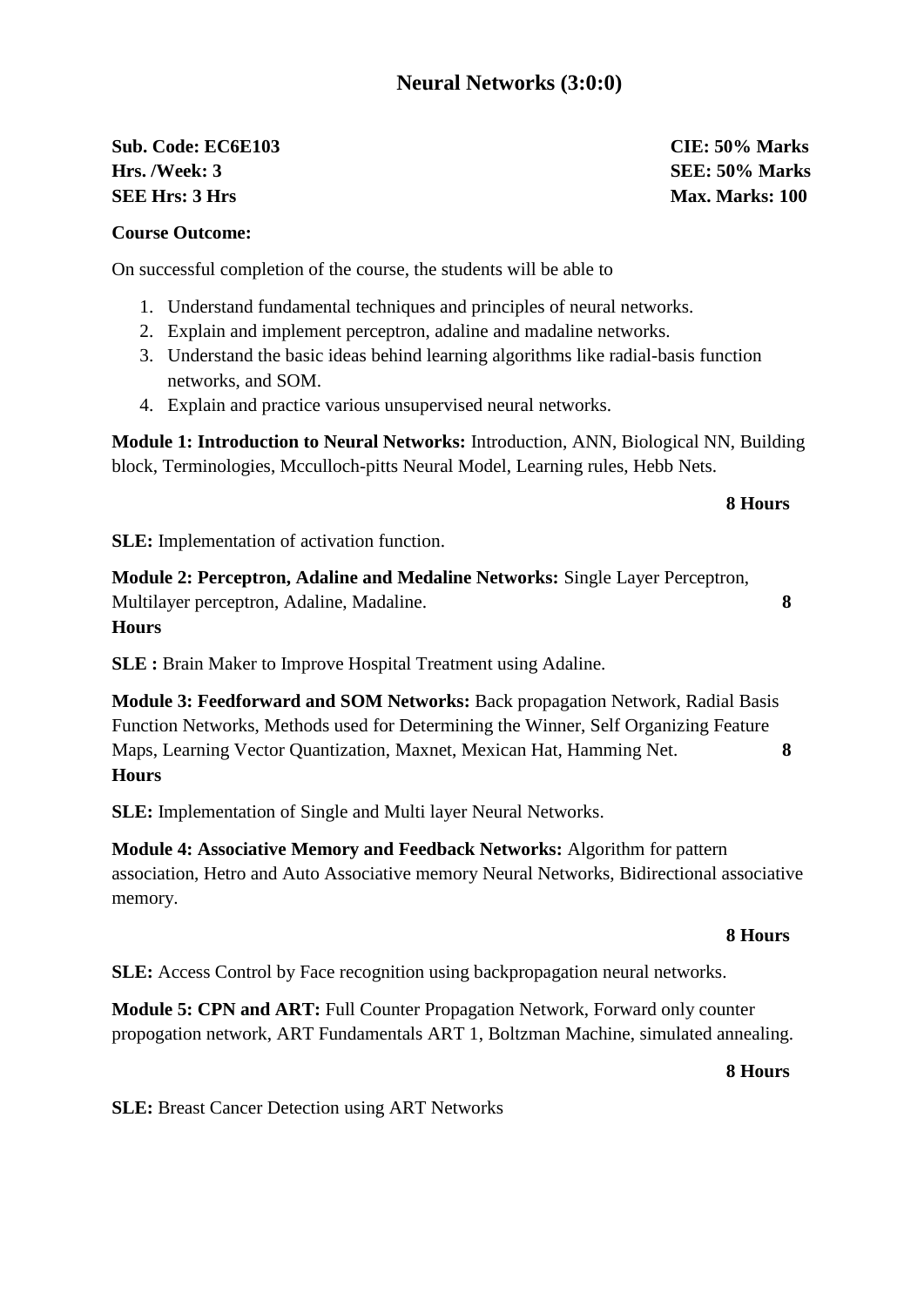# Neural Networks (3:0:0)

**Sub. Code: EC6E103** **CIE: 50% Marks**
**Hrs. /Week: 3** **SEE: 50% Marks**
**SEE Hrs: 3 Hrs** **Max. Marks: 100**

**Course Outcome:**

On successful completion of the course, the students will be able to

1. Understand fundamental techniques and principles of neural networks.
2. Explain and implement perceptron, adaline and madaline networks.
3. Understand the basic ideas behind learning algorithms like radial-basis function networks, and SOM.
4. Explain and practice various unsupervised neural networks.

**Module 1: Introduction to Neural Networks:** Introduction, ANN, Biological NN, Building block, Terminologies, Mcculloch-pitts Neural Model, Learning rules, Hebb Nets.

**8 Hours**

**SLE:** Implementation of activation function.

**Module 2: Perceptron, Adaline and Medaline Networks:** Single Layer Perceptron, Multilayer perceptron, Adaline, Madaline. **8 Hours**

**SLE :** Brain Maker to Improve Hospital Treatment using Adaline.

**Module 3: Feedforward and SOM Networks:** Back propagation Network, Radial Basis Function Networks, Methods used for Determining the Winner, Self Organizing Feature Maps, Learning Vector Quantization, Maxnet, Mexican Hat, Hamming Net. **8 Hours**

**SLE:** Implementation of Single and Multi layer Neural Networks.

**Module 4: Associative Memory and Feedback Networks:** Algorithm for pattern association, Hetro and Auto Associative memory Neural Networks, Bidirectional associative memory.

**8 Hours**

**SLE:** Access Control by Face recognition using backpropagation neural networks.

**Module 5: CPN and ART:** Full Counter Propagation Network, Forward only counter propogation network, ART Fundamentals ART 1, Boltzman Machine, simulated annealing.

**8 Hours**

**SLE:** Breast Cancer Detection using ART Networks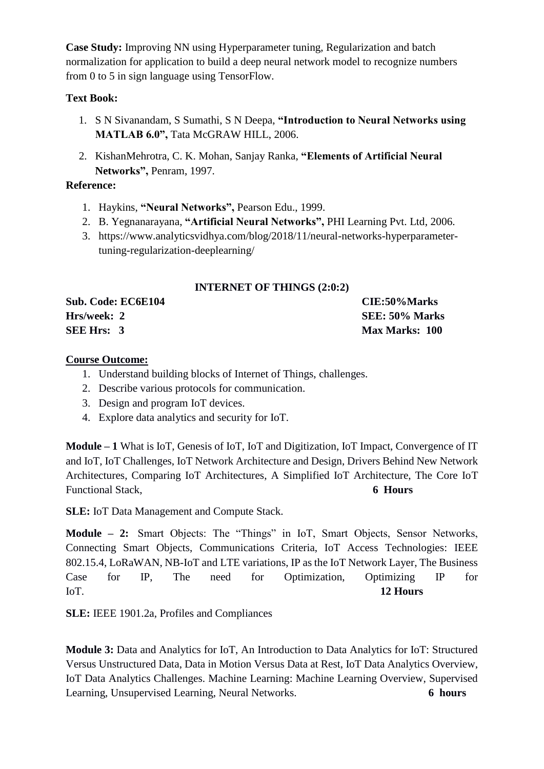**Case Study:** Improving NN using Hyperparameter tuning, Regularization and batch normalization for application to build a deep neural network model to recognize numbers from 0 to 5 in sign language using TensorFlow.

**Text Book:**

1. S N Sivanandam, S Sumathi, S N Deepa, **"Introduction to Neural Networks using MATLAB 6.0",** Tata McGRAW HILL, 2006.
2. KishanMehrotra, C. K. Mohan, Sanjay Ranka, **"Elements of Artificial Neural Networks",** Penram, 1997.

**Reference:**

1. Haykins, **"Neural Networks",** Pearson Edu., 1999.
2. B. Yegnanarayana, **"Artificial Neural Networks",** PHI Learning Pvt. Ltd, 2006.
3. https://www.analyticsvidhya.com/blog/2018/11/neural-networks-hyperparameter-tuning-regularization-deeplearning/

## INTERNET OF THINGS (2:0:2)

| | |
|---|---|
| **Sub. Code: EC6E104** | **CIE:50%Marks** |
| **Hrs/week: 2** | **SEE: 50% Marks** |
| **SEE Hrs: 3** | **Max Marks: 100** |

**Course Outcome:**

1. Understand building blocks of Internet of Things, challenges.
2. Describe various protocols for communication.
3. Design and program IoT devices.
4. Explore data analytics and security for IoT.

**Module – 1** What is IoT, Genesis of IoT, IoT and Digitization, IoT Impact, Convergence of IT and IoT, IoT Challenges, IoT Network Architecture and Design, Drivers Behind New Network Architectures, Comparing IoT Architectures, A Simplified IoT Architecture, The Core IoT Functional Stack, **6 Hours**

**SLE:** IoT Data Management and Compute Stack.

**Module – 2:** Smart Objects: The "Things" in IoT, Smart Objects, Sensor Networks, Connecting Smart Objects, Communications Criteria, IoT Access Technologies: IEEE 802.15.4, LoRaWAN, NB-IoT and LTE variations, IP as the IoT Network Layer, The Business Case for IP, The need for Optimization, Optimizing IP for IoT. **12 Hours**

**SLE:** IEEE 1901.2a, Profiles and Compliances

**Module 3:** Data and Analytics for IoT, An Introduction to Data Analytics for IoT: Structured Versus Unstructured Data, Data in Motion Versus Data at Rest, IoT Data Analytics Overview, IoT Data Analytics Challenges. Machine Learning: Machine Learning Overview, Supervised Learning, Unsupervised Learning, Neural Networks. **6 hours**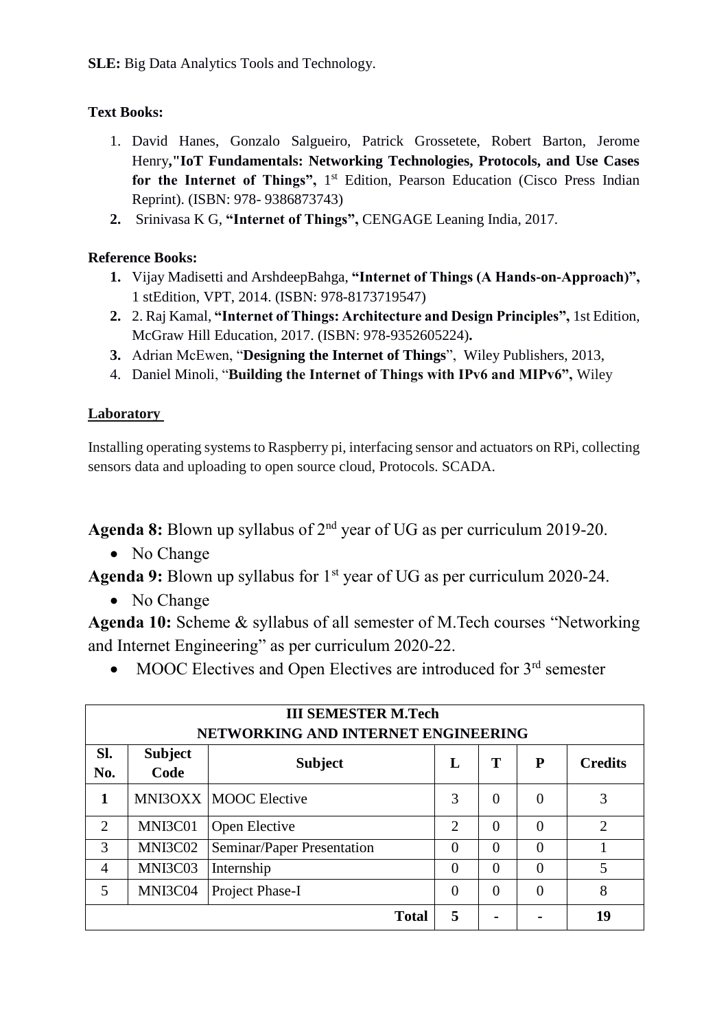**SLE:** Big Data Analytics Tools and Technology.

**Text Books:**

1. David Hanes, Gonzalo Salgueiro, Patrick Grossetete, Robert Barton, Jerome Henry**,"IoT Fundamentals: Networking Technologies, Protocols, and Use Cases for the Internet of Things",** 1st Edition, Pearson Education (Cisco Press Indian Reprint). (ISBN: 978- 9386873743)
2. Srinivasa K G, **"Internet of Things",** CENGAGE Leaning India, 2017.

**Reference Books:**

1. Vijay Madisetti and ArshdeepBahga, **"Internet of Things (A Hands-on-Approach)",** 1 stEdition, VPT, 2014. (ISBN: 978-8173719547)
2. 2. Raj Kamal, **"Internet of Things: Architecture and Design Principles",** 1st Edition, McGraw Hill Education, 2017. (ISBN: 978-9352605224)**.**
3. Adrian McEwen, "**Designing the Internet of Things**", Wiley Publishers, 2013,
4. Daniel Minoli, "**Building the Internet of Things with IPv6 and MIPv6",** Wiley

**Laboratory**

Installing operating systems to Raspberry pi, interfacing sensor and actuators on RPi, collecting sensors data and uploading to open source cloud, Protocols. SCADA.

**Agenda 8:** Blown up syllabus of 2nd year of UG as per curriculum 2019-20.

- No Change

**Agenda 9:** Blown up syllabus for 1st year of UG as per curriculum 2020-24.

- No Change

**Agenda 10:** Scheme & syllabus of all semester of M.Tech courses "Networking and Internet Engineering" as per curriculum 2020-22.

- MOOC Electives and Open Electives are introduced for 3rd semester

| **III SEMESTER M.Tech NETWORKING AND INTERNET ENGINEERING** | | | | | | |
|---|---|---|---|---|---|---|
| **Sl. No.** | **Subject Code** | **Subject** | **L** | **T** | **P** | **Credits** |
| **1** | MNI3OXX | MOOC Elective | 3 | 0 | 0 | 3 |
| 2 | MNI3C01 | Open Elective | 2 | 0 | 0 | 2 |
| 3 | MNI3C02 | Seminar/Paper Presentation | 0 | 0 | 0 | 1 |
| 4 | MNI3C03 | Internship | 0 | 0 | 0 | 5 |
| 5 | MNI3C04 | Project Phase-I | 0 | 0 | 0 | 8 |
| | | **Total** | **5** | **-** | **-** | **19** |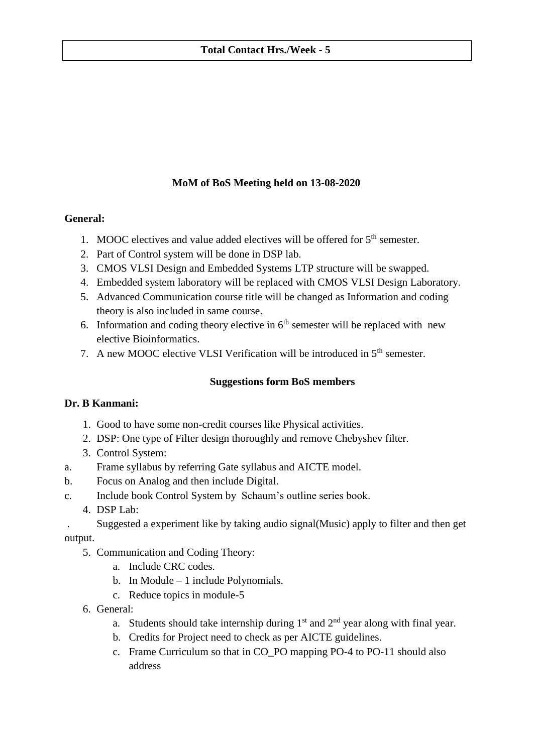| Total Contact Hrs./Week - 5 |
| --- |

## MoM of BoS Meeting held on 13-08-2020

**General:**

1. MOOC electives and value added electives will be offered for 5th semester.
2. Part of Control system will be done in DSP lab.
3. CMOS VLSI Design and Embedded Systems LTP structure will be swapped.
4. Embedded system laboratory will be replaced with CMOS VLSI Design Laboratory.
5. Advanced Communication course title will be changed as Information and coding theory is also included in same course.
6. Information and coding theory elective in 6th semester will be replaced with new elective Bioinformatics.
7. A new MOOC elective VLSI Verification will be introduced in 5th semester.

### Suggestions form BoS members

**Dr. B Kanmani:**

1. Good to have some non-credit courses like Physical activities.
2. DSP: One type of Filter design thoroughly and remove Chebyshev filter.
3. Control System:

a. Frame syllabus by referring Gate syllabus and AICTE model.

b. Focus on Analog and then include Digital.

c. Include book Control System by Schaum's outline series book.

4. DSP Lab:

. Suggested a experiment like by taking audio signal(Music) apply to filter and then get output.

5. Communication and Coding Theory:
   a. Include CRC codes.
   b. In Module – 1 include Polynomials.
   c. Reduce topics in module-5
6. General:
   a. Students should take internship during 1st and 2nd year along with final year.
   b. Credits for Project need to check as per AICTE guidelines.
   c. Frame Curriculum so that in CO_PO mapping PO-4 to PO-11 should also address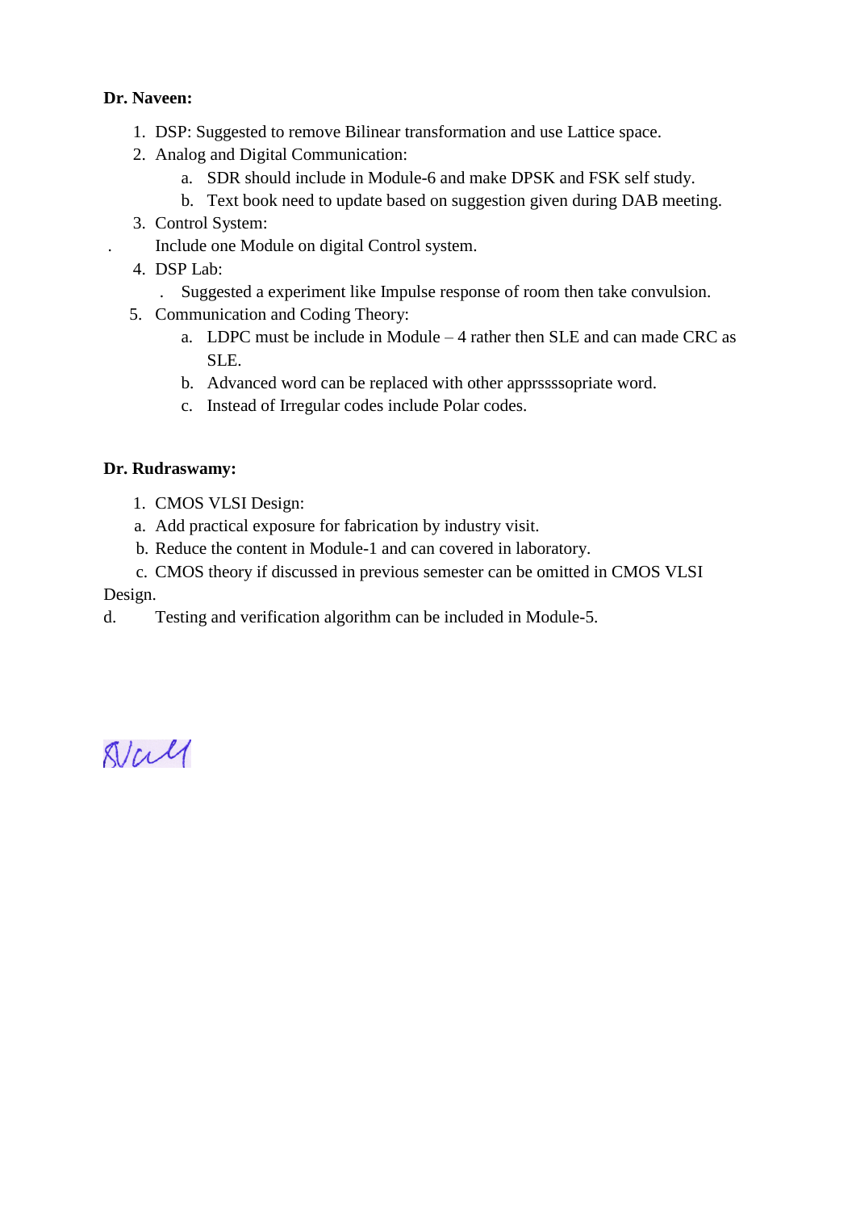**Dr. Naveen:**

1. DSP: Suggested to remove Bilinear transformation and use Lattice space.
2. Analog and Digital Communication:
   a. SDR should include in Module-6 and make DPSK and FSK self study.
   b. Text book need to update based on suggestion given during DAB meeting.
3. Control System:

   . Include one Module on digital Control system.
4. DSP Lab:

   . Suggested a experiment like Impulse response of room then take convulsion.
5. Communication and Coding Theory:
   a. LDPC must be include in Module – 4 rather then SLE and can made CRC as SLE.
   b. Advanced word can be replaced with other apprssssopriate word.
   c. Instead of Irregular codes include Polar codes.

**Dr. Rudraswamy:**

1. CMOS VLSI Design:

a. Add practical exposure for fabrication by industry visit.

b. Reduce the content in Module-1 and can covered in laboratory.

c. CMOS theory if discussed in previous semester can be omitted in CMOS VLSI Design.

d. Testing and verification algorithm can be included in Module-5.